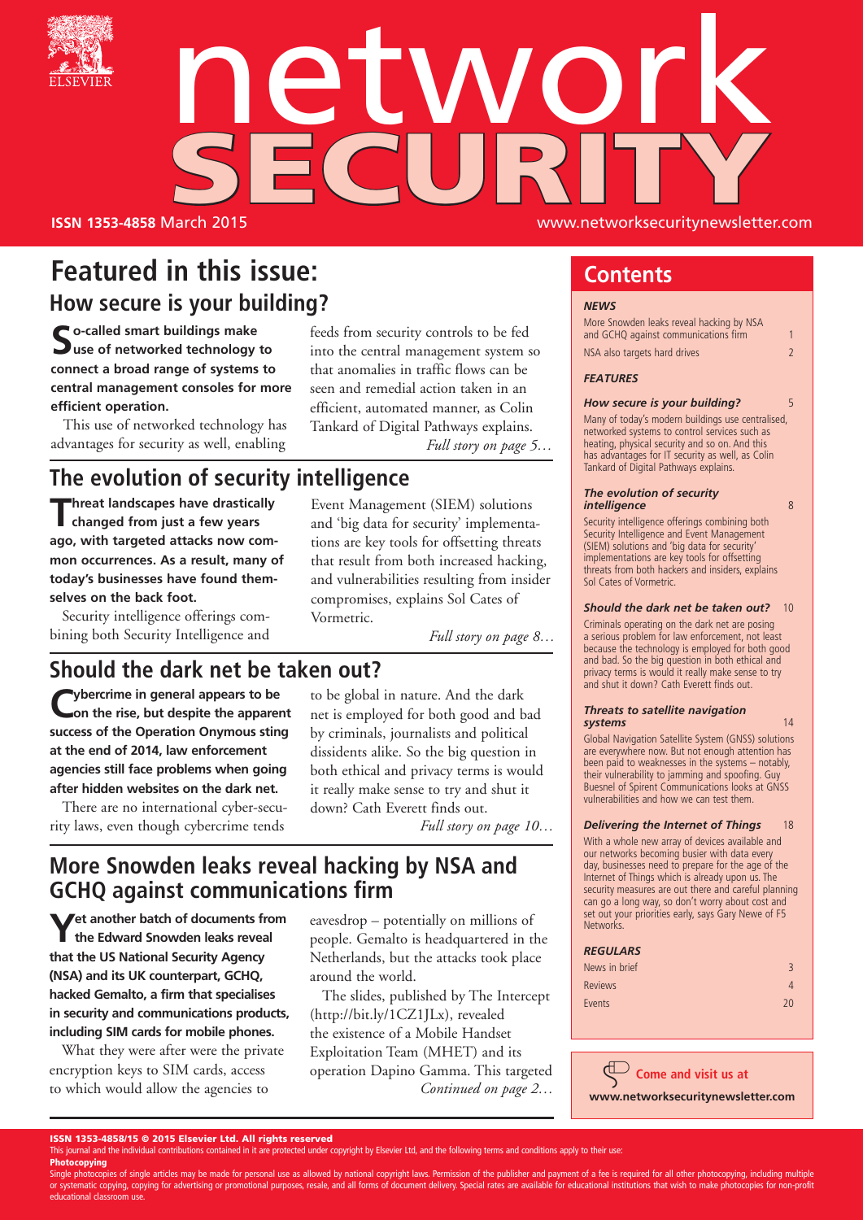# network SECURITY

**ISSN 1353-4858** March 2015 www.networksecuritynewsletter.com

## Featured in this issue:

### How secure is your building?

**So-called smart buildings make use of networked technology to connect a broad range of systems to central management consoles for more efficient operation.**

This use of networked technology has advantages for security as well, enabling feeds from security controls to be fed into the central management system so that anomalies in traffic flows can be seen and remedial action taken in an efficient, automated manner, as Colin Tankard of Digital Pathways explains.

*Full story on page 5…*

### The evolution of security intelligence

**Threat landscapes have drastically changed from just a few years ago, with targeted attacks now common occurrences. As a result, many of today's businesses have found themselves on the back foot.**

Security intelligence offerings combining both Security Intelligence and Event Management (SIEM) solutions and 'big data for security' implementations are key tools for offsetting threats that result from both increased hacking, and vulnerabilities resulting from insider compromises, explains Sol Cates of Vormetric.

*Full story on page 8…*

### Should the dark net be taken out?

**Cybercrime in general appears to be on the rise, but despite the apparent success of the Operation Onymous sting at the end of 2014, law enforcement agencies still face problems when going after hidden websites on the dark net.**

There are no international cyber-security laws, even though cybercrime tends to be global in nature. And the dark net is employed for both good and bad by criminals, journalists and political dissidents alike. So the big question in both ethical and privacy terms is would it really make sense to try and shut it down? Cath Everett finds out.

*Full story on page 10…*

### More Snowden leaks reveal hacking by NSA and GCHQ against communications firm

**Yet another batch of documents from the Edward Snowden leaks reveal that the US National Security Agency (NSA) and its UK counterpart, GCHQ, hacked Gemalto, a firm that specialises in security and communications products, including SIM cards for mobile phones.**

What they were after were the private encryption keys to SIM cards, access to which would allow the agencies to eavesdrop – potentially on millions of people. Gemalto is headquartered in the Netherlands, but the attacks took place around the world.

The slides, published by The Intercept (http://bit.ly/1CZ1JLx), revealed the existence of a Mobile Handset Exploitation Team (MHET) and its operation Dapino Gamma. This targeted

*Continued on page 2…*

## Contents

***NEWS***

| | |
|---|---|
| More Snowden leaks reveal hacking by NSA and GCHQ against communications firm | 1 |
| NSA also targets hard drives | 2 |

***FEATURES***

***How secure is your building?*** 5

Many of today's modern buildings use centralised, networked systems to control services such as heating, physical security and so on. And this has advantages for IT security as well, as Colin Tankard of Digital Pathways explains.

***The evolution of security intelligence*** 8

Security intelligence offerings combining both Security Intelligence and Event Management (SIEM) solutions and 'big data for security' implementations are key tools for offsetting threats from both hackers and insiders, explains Sol Cates of Vormetric.

***Should the dark net be taken out?*** 10

Criminals operating on the dark net are posing a serious problem for law enforcement, not least because the technology is employed for both good and bad. So the big question in both ethical and privacy terms is would it really make sense to try and shut it down? Cath Everett finds out.

***Threats to satellite navigation systems*** 14

Global Navigation Satellite System (GNSS) solutions are everywhere now. But not enough attention has been paid to weaknesses in the systems – notably, their vulnerability to jamming and spoofing. Guy Buesnel of Spirent Communications looks at GNSS vulnerabilities and how we can test them.

***Delivering the Internet of Things*** 18

With a whole new array of devices available and our networks becoming busier with data every day, businesses need to prepare for the age of the Internet of Things which is already upon us. The security measures are out there and careful planning can go a long way, so don't worry about cost and set out your priorities early, says Gary Newe of F5 Networks.

***REGULARS***

| | |
|---|---|
| News in brief | 3 |
| Reviews | 4 |
| Events | 20 |

**Come and visit us at www.networksecuritynewsletter.com**

**ISSN 1353-4858/15 © 2015 Elsevier Ltd. All rights reserved**

This journal and the individual contributions contained in it are protected under copyright by Elsevier Ltd, and the following terms and conditions apply to their use:

**Photocopying**

Single photocopies of single articles may be made for personal use as allowed by national copyright laws. Permission of the publisher and payment of a fee is required for all other photocopying, including multiple or systematic copying, copying for advertising or promotional purposes, resale, and all forms of document delivery. Special rates are available for educational institutions that wish to make photocopies for non-profit educational classroom use.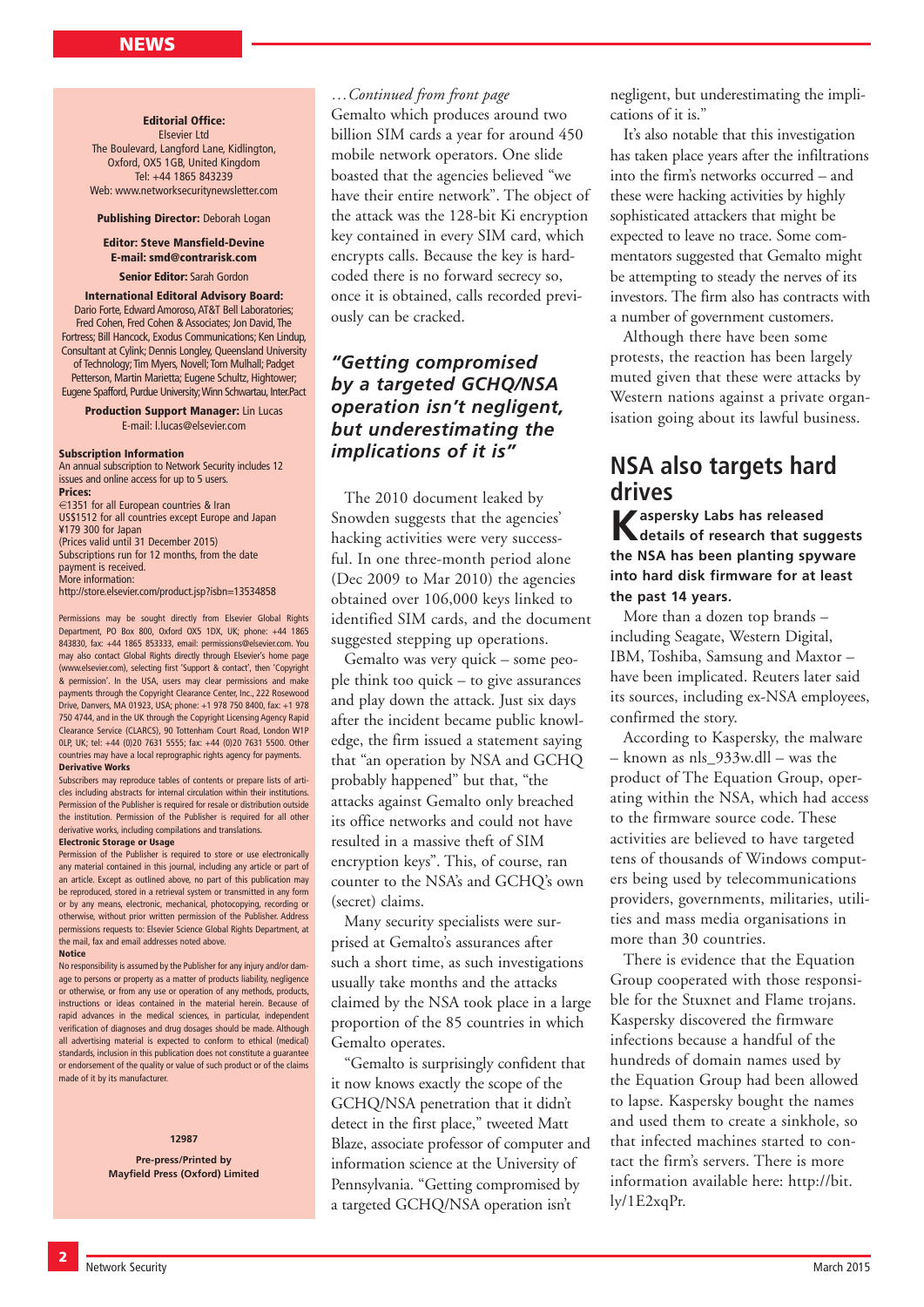**Editorial Office:**
Elsevier Ltd
The Boulevard, Langford Lane, Kidlington, Oxford, OX5 1GB, United Kingdom
Tel: +44 1865 843239
Web: www.networksecuritynewsletter.com

**Publishing Director:** Deborah Logan

**Editor: Steve Mansfield-Devine**
**E-mail: smd@contrarisk.com**

**Senior Editor:** Sarah Gordon

**International Editoral Advisory Board:**
Dario Forte, Edward Amoroso, AT&T Bell Laboratories; Fred Cohen, Fred Cohen & Associates; Jon David, The Fortress; Bill Hancock, Exodus Communications; Ken Lindup, Consultant at Cylink; Dennis Longley, Queensland University of Technology; Tim Myers, Novell; Tom Mulhall; Padget Petterson, Martin Marietta; Eugene Schultz, Hightower; Eugene Spafford, Purdue University; Winn Schwartau, Inter.Pact

**Production Support Manager:** Lin Lucas
E-mail: l.lucas@elsevier.com

**Subscription Information**
An annual subscription to Network Security includes 12 issues and online access for up to 5 users.
**Prices:**
€1351 for all European countries & Iran
US$1512 for all countries except Europe and Japan
¥179 300 for Japan
(Prices valid until 31 December 2015)
Subscriptions run for 12 months, from the date payment is received.
More information:
http://store.elsevier.com/product.jsp?isbn=13534858

Permissions may be sought directly from Elsevier Global Rights Department, PO Box 800, Oxford OX5 1DX, UK; phone: +44 1865 843830, fax: +44 1865 853333, email: permissions@elsevier.com. You may also contact Global Rights directly through Elsevier's home page (www.elsevier.com), selecting first 'Support & contact', then 'Copyright & permission'. In the USA, users may clear permissions and make payments through the Copyright Clearance Center, Inc., 222 Rosewood Drive, Danvers, MA 01923, USA; phone: +1 978 750 8400, fax: +1 978 750 4744, and in the UK through the Copyright Licensing Agency Rapid Clearance Service (CLARCS), 90 Tottenham Court Road, London W1P 0LP, UK; tel: +44 (0)20 7631 5555; fax: +44 (0)20 7631 5500. Other countries may have a local reprographic rights agency for payments.

**Derivative Works**
Subscribers may reproduce tables of contents or prepare lists of articles including abstracts for internal circulation within their institutions. Permission of the Publisher is required for resale or distribution outside the institution. Permission of the Publisher is required for all other derivative works, including compilations and translations.

**Electronic Storage or Usage**
Permission of the Publisher is required to store or use electronically any material contained in this journal, including any article or part of an article. Except as outlined above, no part of this publication may be reproduced, stored in a retrieval system or transmitted in any form or by any means, electronic, mechanical, photocopying, recording or otherwise, without prior written permission of the Publisher. Address permissions requests to: Elsevier Science Global Rights Department, at the mail, fax and email addresses noted above.

**Notice**
No responsibility is assumed by the Publisher for any injury and/or damage to persons or property as a matter of products liability, negligence or otherwise, or from any use or operation of any methods, products, instructions or ideas contained in the material herein. Because of rapid advances in the medical sciences, in particular, independent verification of diagnoses and drug dosages should be made. Although all advertising material is expected to conform to ethical (medical) standards, inclusion in this publication does not constitute a guarantee or endorsement of the quality or value of such product or of the claims made of it by its manufacturer.

12987

**Pre-press/Printed by**
**Mayfield Press (Oxford) Limited**

*…Continued from front page*

Gemalto which produces around two billion SIM cards a year for around 450 mobile network operators. One slide boasted that the agencies believed "we have their entire network". The object of the attack was the 128-bit Ki encryption key contained in every SIM card, which encrypts calls. Because the key is hard-coded there is no forward secrecy so, once it is obtained, calls recorded previously can be cracked.

> ***"Getting compromised by a targeted GCHQ/NSA operation isn't negligent, but underestimating the implications of it is"***

The 2010 document leaked by Snowden suggests that the agencies' hacking activities were very successful. In one three-month period alone (Dec 2009 to Mar 2010) the agencies obtained over 106,000 keys linked to identified SIM cards, and the document suggested stepping up operations.

Gemalto was very quick – some people think too quick – to give assurances and play down the attack. Just six days after the incident became public knowledge, the firm issued a statement saying that "an operation by NSA and GCHQ probably happened" but that, "the attacks against Gemalto only breached its office networks and could not have resulted in a massive theft of SIM encryption keys". This, of course, ran counter to the NSA's and GCHQ's own (secret) claims.

Many security specialists were surprised at Gemalto's assurances after such a short time, as such investigations usually take months and the attacks claimed by the NSA took place in a large proportion of the 85 countries in which Gemalto operates.

"Gemalto is surprisingly confident that it now knows exactly the scope of the GCHQ/NSA penetration that it didn't detect in the first place," tweeted Matt Blaze, associate professor of computer and information science at the University of Pennsylvania. "Getting compromised by a targeted GCHQ/NSA operation isn't negligent, but underestimating the implications of it is."

It's also notable that this investigation has taken place years after the infiltrations into the firm's networks occurred – and these were hacking activities by highly sophisticated attackers that might be expected to leave no trace. Some commentators suggested that Gemalto might be attempting to steady the nerves of its investors. The firm also has contracts with a number of government customers.

Although there have been some protests, the reaction has been largely muted given that these were attacks by Western nations against a private organisation going about its lawful business.

## NSA also targets hard drives

**Kaspersky Labs has released details of research that suggests the NSA has been planting spyware into hard disk firmware for at least the past 14 years.**

More than a dozen top brands – including Seagate, Western Digital, IBM, Toshiba, Samsung and Maxtor – have been implicated. Reuters later said its sources, including ex-NSA employees, confirmed the story.

According to Kaspersky, the malware – known as nls_933w.dll – was the product of The Equation Group, operating within the NSA, which had access to the firmware source code. These activities are believed to have targeted tens of thousands of Windows computers being used by telecommunications providers, governments, militaries, utilities and mass media organisations in more than 30 countries.

There is evidence that the Equation Group cooperated with those responsible for the Stuxnet and Flame trojans. Kaspersky discovered the firmware infections because a handful of the hundreds of domain names used by the Equation Group had been allowed to lapse. Kaspersky bought the names and used them to create a sinkhole, so that infected machines started to contact the firm's servers. There is more information available here: http://bit.ly/1E2xqPr.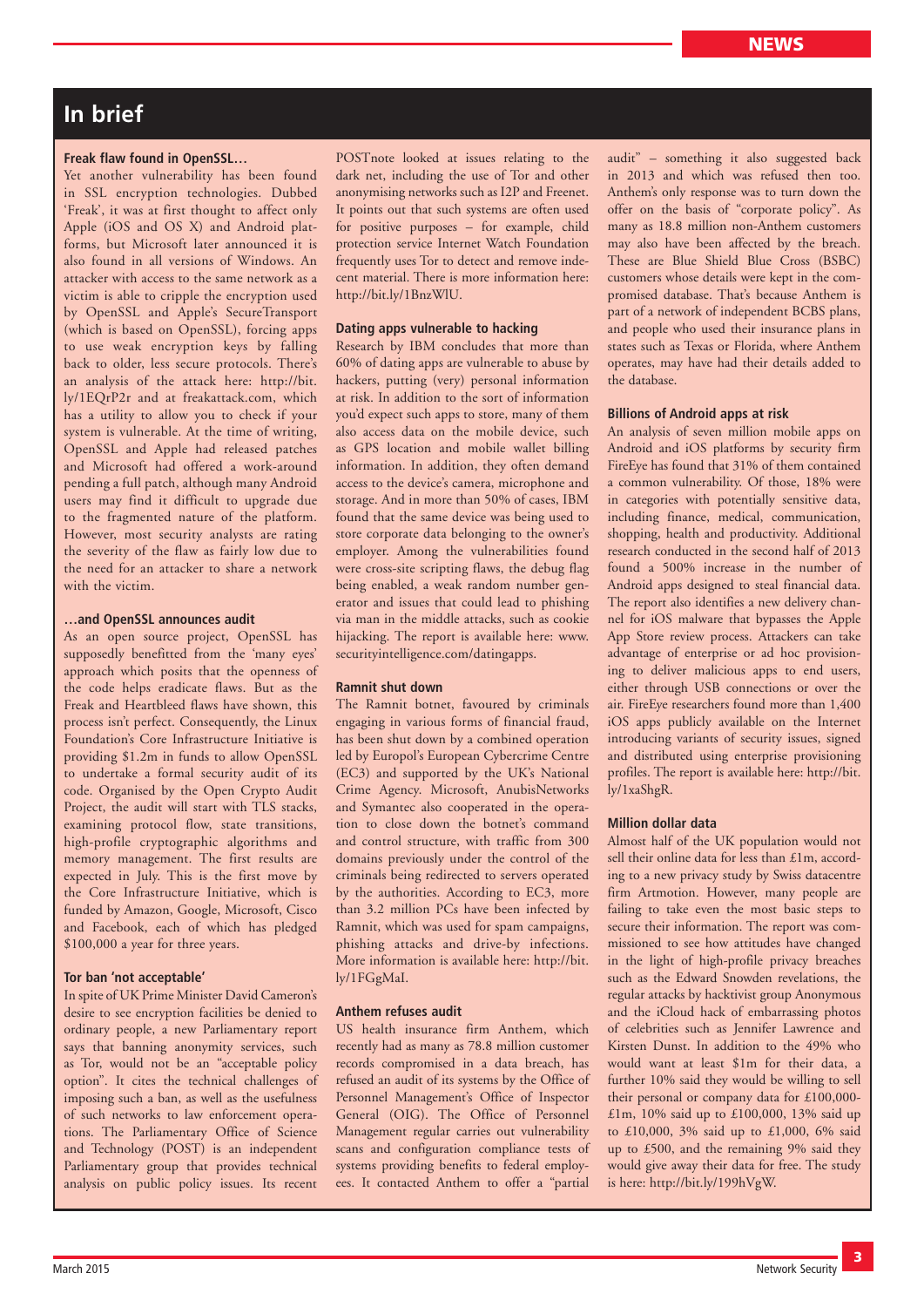## In brief

### Freak flaw found in OpenSSL…

Yet another vulnerability has been found in SSL encryption technologies. Dubbed 'Freak', it was at first thought to affect only Apple (iOS and OS X) and Android platforms, but Microsoft later announced it is also found in all versions of Windows. An attacker with access to the same network as a victim is able to cripple the encryption used by OpenSSL and Apple's SecureTransport (which is based on OpenSSL), forcing apps to use weak encryption keys by falling back to older, less secure protocols. There's an analysis of the attack here: http://bit.ly/1EQrP2r and at freakattack.com, which has a utility to allow you to check if your system is vulnerable. At the time of writing, OpenSSL and Apple had released patches and Microsoft had offered a work-around pending a full patch, although many Android users may find it difficult to upgrade due to the fragmented nature of the platform. However, most security analysts are rating the severity of the flaw as fairly low due to the need for an attacker to share a network with the victim.

### …and OpenSSL announces audit

As an open source project, OpenSSL has supposedly benefitted from the 'many eyes' approach which posits that the openness of the code helps eradicate flaws. But as the Freak and Heartbleed flaws have shown, this process isn't perfect. Consequently, the Linux Foundation's Core Infrastructure Initiative is providing $1.2m in funds to allow OpenSSL to undertake a formal security audit of its code. Organised by the Open Crypto Audit Project, the audit will start with TLS stacks, examining protocol flow, state transitions, high-profile cryptographic algorithms and memory management. The first results are expected in July. This is the first move by the Core Infrastructure Initiative, which is funded by Amazon, Google, Microsoft, Cisco and Facebook, each of which has pledged $100,000 a year for three years.

### Tor ban 'not acceptable'

In spite of UK Prime Minister David Cameron's desire to see encryption facilities be denied to ordinary people, a new Parliamentary report says that banning anonymity services, such as Tor, would not be an "acceptable policy option". It cites the technical challenges of imposing such a ban, as well as the usefulness of such networks to law enforcement operations. The Parliamentary Office of Science and Technology (POST) is an independent Parliamentary group that provides technical analysis on public policy issues. Its recent POSTnote looked at issues relating to the dark net, including the use of Tor and other anonymising networks such as I2P and Freenet. It points out that such systems are often used for positive purposes – for example, child protection service Internet Watch Foundation frequently uses Tor to detect and remove indecent material. There is more information here: http://bit.ly/1BnzWlU.

### Dating apps vulnerable to hacking

Research by IBM concludes that more than 60% of dating apps are vulnerable to abuse by hackers, putting (very) personal information at risk. In addition to the sort of information you'd expect such apps to store, many of them also access data on the mobile device, such as GPS location and mobile wallet billing information. In addition, they often demand access to the device's camera, microphone and storage. And in more than 50% of cases, IBM found that the same device was being used to store corporate data belonging to the owner's employer. Among the vulnerabilities found were cross-site scripting flaws, the debug flag being enabled, a weak random number generator and issues that could lead to phishing via man in the middle attacks, such as cookie hijacking. The report is available here: www.securityintelligence.com/datingapps.

### Ramnit shut down

The Ramnit botnet, favoured by criminals engaging in various forms of financial fraud, has been shut down by a combined operation led by Europol's European Cybercrime Centre (EC3) and supported by the UK's National Crime Agency. Microsoft, AnubisNetworks and Symantec also cooperated in the operation to close down the botnet's command and control structure, with traffic from 300 domains previously under the control of the criminals being redirected to servers operated by the authorities. According to EC3, more than 3.2 million PCs have been infected by Ramnit, which was used for spam campaigns, phishing attacks and drive-by infections. More information is available here: http://bit.ly/1FGgMaI.

### Anthem refuses audit

US health insurance firm Anthem, which recently had as many as 78.8 million customer records compromised in a data breach, has refused an audit of its systems by the Office of Personnel Management's Office of Inspector General (OIG). The Office of Personnel Management regular carries out vulnerability scans and configuration compliance tests of systems providing benefits to federal employees. It contacted Anthem to offer a "partial audit" – something it also suggested back in 2013 and which was refused then too. Anthem's only response was to turn down the offer on the basis of "corporate policy". As many as 18.8 million non-Anthem customers may also have been affected by the breach. These are Blue Shield Blue Cross (BSBC) customers whose details were kept in the compromised database. That's because Anthem is part of a network of independent BCBS plans, and people who used their insurance plans in states such as Texas or Florida, where Anthem operates, may have had their details added to the database.

### Billions of Android apps at risk

An analysis of seven million mobile apps on Android and iOS platforms by security firm FireEye has found that 31% of them contained a common vulnerability. Of those, 18% were in categories with potentially sensitive data, including finance, medical, communication, shopping, health and productivity. Additional research conducted in the second half of 2013 found a 500% increase in the number of Android apps designed to steal financial data. The report also identifies a new delivery channel for iOS malware that bypasses the Apple App Store review process. Attackers can take advantage of enterprise or ad hoc provisioning to deliver malicious apps to end users, either through USB connections or over the air. FireEye researchers found more than 1,400 iOS apps publicly available on the Internet introducing variants of security issues, signed and distributed using enterprise provisioning profiles. The report is available here: http://bit.ly/1xaShgR.

### Million dollar data

Almost half of the UK population would not sell their online data for less than £1m, according to a new privacy study by Swiss datacentre firm Artmotion. However, many people are failing to take even the most basic steps to secure their information. The report was commissioned to see how attitudes have changed in the light of high-profile privacy breaches such as the Edward Snowden revelations, the regular attacks by hacktivist group Anonymous and the iCloud hack of embarrassing photos of celebrities such as Jennifer Lawrence and Kirsten Dunst. In addition to the 49% who would want at least $1m for their data, a further 10% said they would be willing to sell their personal or company data for £100,000-£1m, 10% said up to £100,000, 13% said up to £10,000, 3% said up to £1,000, 6% said up to £500, and the remaining 9% said they would give away their data for free. The study is here: http://bit.ly/199hVgW.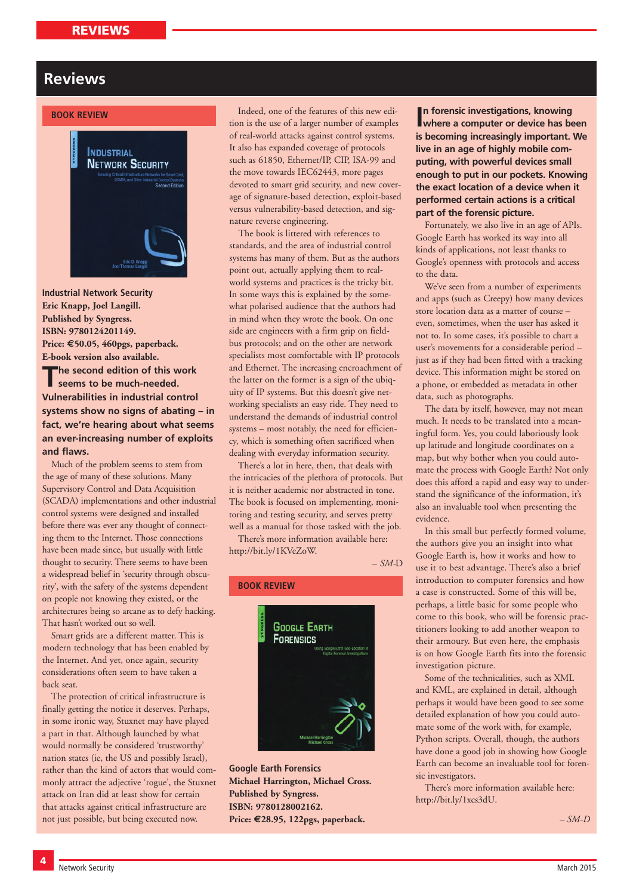# Reviews

## BOOK REVIEW

**Industrial Network Security**
**Eric Knapp, Joel Langill.**
**Published by Syngress.**
**ISBN: 9780124201149.**
**Price: €50.05, 460pgs, paperback.**
**E-book version also available.**

**The second edition of this work seems to be much-needed. Vulnerabilities in industrial control systems show no signs of abating – in fact, we're hearing about what seems an ever-increasing number of exploits and flaws.**

Much of the problem seems to stem from the age of many of these solutions. Many Supervisory Control and Data Acquisition (SCADA) implementations and other industrial control systems were designed and installed before there was ever any thought of connecting them to the Internet. Those connections have been made since, but usually with little thought to security. There seems to have been a widespread belief in 'security through obscurity', with the safety of the systems dependent on people not knowing they existed, or the architectures being so arcane as to defy hacking. That hasn't worked out so well.

Smart grids are a different matter. This is modern technology that has been enabled by the Internet. And yet, once again, security considerations often seem to have taken a back seat.

The protection of critical infrastructure is finally getting the notice it deserves. Perhaps, in some ironic way, Stuxnet may have played a part in that. Although launched by what would normally be considered 'trustworthy' nation states (ie, the US and possibly Israel), rather than the kind of actors that would commonly attract the adjective 'rogue', the Stuxnet attack on Iran did at least show for certain that attacks against critical infrastructure are not just possible, but being executed now.

Indeed, one of the features of this new edition is the use of a larger number of examples of real-world attacks against control systems. It also has expanded coverage of protocols such as 61850, Ethernet/IP, CIP, ISA-99 and the move towards IEC62443, more pages devoted to smart grid security, and new coverage of signature-based detection, exploit-based versus vulnerability-based detection, and signature reverse engineering.

The book is littered with references to standards, and the area of industrial control systems has many of them. But as the authors point out, actually applying them to real-world systems and practices is the tricky bit. In some ways this is explained by the somewhat polarised audience that the authors had in mind when they wrote the book. On one side are engineers with a firm grip on fieldbus protocols; and on the other are network specialists most comfortable with IP protocols and Ethernet. The increasing encroachment of the latter on the former is a sign of the ubiquity of IP systems. But this doesn't give networking specialists an easy ride. They need to understand the demands of industrial control systems – most notably, the need for efficiency, which is something often sacrificed when dealing with everyday information security.

There's a lot in here, then, that deals with the intricacies of the plethora of protocols. But it is neither academic nor abstracted in tone. The book is focused on implementing, monitoring and testing security, and serves pretty well as a manual for those tasked with the job.

There's more information available here: http://bit.ly/1KVeZoW.

*– SM-D*

## BOOK REVIEW

**Google Earth Forensics**
**Michael Harrington, Michael Cross.**
**Published by Syngress.**
**ISBN: 9780128002162.**
**Price: €28.95, 122pgs, paperback.**

**In forensic investigations, knowing where a computer or device has been is becoming increasingly important. We live in an age of highly mobile computing, with powerful devices small enough to put in our pockets. Knowing the exact location of a device when it performed certain actions is a critical part of the forensic picture.**

Fortunately, we also live in an age of APIs. Google Earth has worked its way into all kinds of applications, not least thanks to Google's openness with protocols and access to the data.

We've seen from a number of experiments and apps (such as Creepy) how many devices store location data as a matter of course – even, sometimes, when the user has asked it not to. In some cases, it's possible to chart a user's movements for a considerable period – just as if they had been fitted with a tracking device. This information might be stored on a phone, or embedded as metadata in other data, such as photographs.

The data by itself, however, may not mean much. It needs to be translated into a meaningful form. Yes, you could laboriously look up latitude and longitude coordinates on a map, but why bother when you could automate the process with Google Earth? Not only does this afford a rapid and easy way to understand the significance of the information, it's also an invaluable tool when presenting the evidence.

In this small but perfectly formed volume, the authors give you an insight into what Google Earth is, how it works and how to use it to best advantage. There's also a brief introduction to computer forensics and how a case is constructed. Some of this will be, perhaps, a little basic for some people who come to this book, who will be forensic practitioners looking to add another weapon to their armoury. But even here, the emphasis is on how Google Earth fits into the forensic investigation picture.

Some of the technicalities, such as XML and KML, are explained in detail, although perhaps it would have been good to see some detailed explanation of how you could automate some of the work with, for example, Python scripts. Overall, though, the authors have done a good job in showing how Google Earth can become an invaluable tool for forensic investigators.

There's more information available here: http://bit.ly/1xcs3dU.

*– SM-D*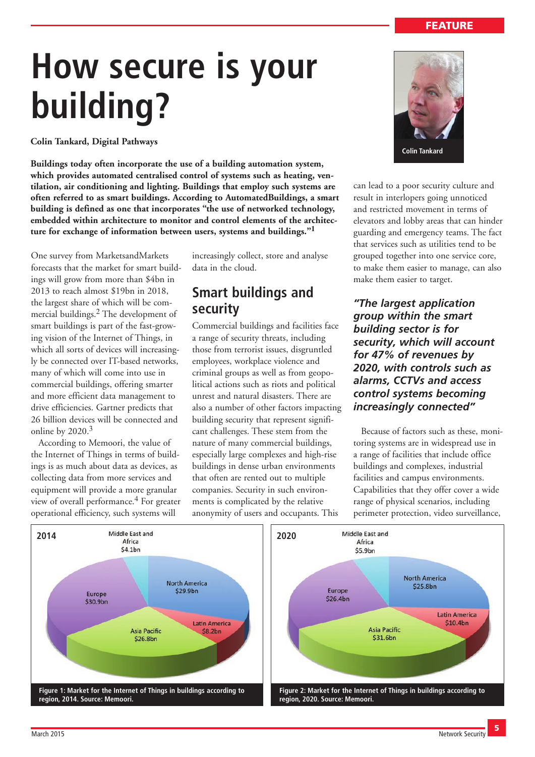FEATURE

# How secure is your building?

**Colin Tankard, Digital Pathways**

**Buildings today often incorporate the use of a building automation system, which provides automated centralised control of systems such as heating, ventilation, air conditioning and lighting. Buildings that employ such systems are often referred to as smart buildings. According to AutomatedBuildings, a smart building is defined as one that incorporates "the use of networked technology, embedded within architecture to monitor and control elements of the architecture for exchange of information between users, systems and buildings."[1]**

One survey from MarketsandMarkets forecasts that the market for smart buildings will grow from more than $4bn in 2013 to reach almost $19bn in 2018, the largest share of which will be commercial buildings.[2] The development of smart buildings is part of the fast-growing vision of the Internet of Things, in which all sorts of devices will increasingly be connected over IT-based networks, many of which will come into use in commercial buildings, offering smarter and more efficient data management to drive efficiencies. Gartner predicts that 26 billion devices will be connected and online by 2020.[3]

According to Memoori, the value of the Internet of Things in terms of buildings is as much about data as devices, as collecting data from more services and equipment will provide a more granular view of overall performance.[4] For greater operational efficiency, such systems will increasingly collect, store and analyse data in the cloud.

## Smart buildings and security

Commercial buildings and facilities face a range of security threats, including those from terrorist issues, disgruntled employees, workplace violence and criminal groups as well as from geopolitical actions such as riots and political unrest and natural disasters. There are also a number of other factors impacting building security that represent significant challenges. These stem from the nature of many commercial buildings, especially large complexes and high-rise buildings in dense urban environments that often are rented out to multiple companies. Security in such environments is complicated by the relative anonymity of users and occupants. This can lead to a poor security culture and result in interlopers going unnoticed and restricted movement in terms of elevators and lobby areas that can hinder guarding and emergency teams. The fact that services such as utilities tend to be grouped together into one service core, to make them easier to manage, can also make them easier to target.

> ***"The largest application group within the smart building sector is for security, which will account for 47% of revenues by 2020, with controls such as alarms, CCTVs and access control systems becoming increasingly connected"***

Because of factors such as these, monitoring systems are in widespread use in a range of facilities that include office buildings and complexes, industrial facilities and campus environments. Capabilities that they offer cover a wide range of physical scenarios, including perimeter protection, video surveillance,

| Region (2014) | Value |
|---|---|
| Middle East and Africa | $4.1bn |
| North America | $29.9bn |
| Latin America | $8.2bn |
| Asia Pacific | $26.8bn |
| Europe | $30.9bn |

**Figure 1: Market for the Internet of Things in buildings according to region, 2014. Source: Memoori.**

| Region (2020) | Value |
|---|---|
| Middle East and Africa | $5.9bn |
| North America | $25.8bn |
| Latin America | $10.4bn |
| Asia Pacific | $31.6bn |
| Europe | $26.4bn |

**Figure 2: Market for the Internet of Things in buildings according to region, 2020. Source: Memoori.**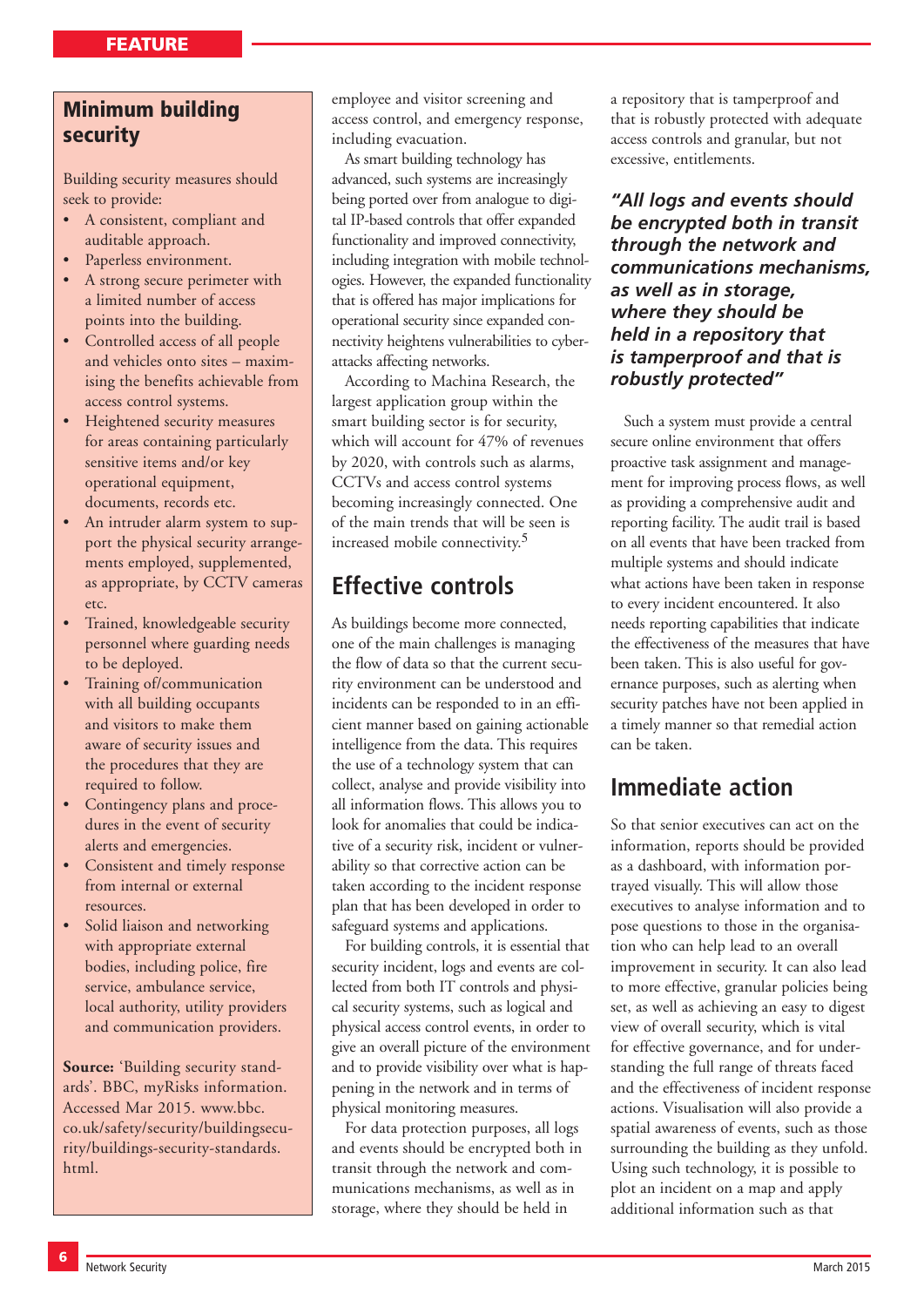## Minimum building security

Building security measures should seek to provide:

- A consistent, compliant and auditable approach.
- Paperless environment.
- A strong secure perimeter with a limited number of access points into the building.
- Controlled access of all people and vehicles onto sites – maximising the benefits achievable from access control systems.
- Heightened security measures for areas containing particularly sensitive items and/or key operational equipment, documents, records etc.
- An intruder alarm system to support the physical security arrangements employed, supplemented, as appropriate, by CCTV cameras etc.
- Trained, knowledgeable security personnel where guarding needs to be deployed.
- Training of/communication with all building occupants and visitors to make them aware of security issues and the procedures that they are required to follow.
- Contingency plans and procedures in the event of security alerts and emergencies.
- Consistent and timely response from internal or external resources.
- Solid liaison and networking with appropriate external bodies, including police, fire service, ambulance service, local authority, utility providers and communication providers.

**Source:** 'Building security standards'. BBC, myRisks information. Accessed Mar 2015. www.bbc.co.uk/safety/security/buildingsecurity/buildings-security-standards.html.

employee and visitor screening and access control, and emergency response, including evacuation.

As smart building technology has advanced, such systems are increasingly being ported over from analogue to digital IP-based controls that offer expanded functionality and improved connectivity, including integration with mobile technologies. However, the expanded functionality that is offered has major implications for operational security since expanded connectivity heightens vulnerabilities to cyberattacks affecting networks.

According to Machina Research, the largest application group within the smart building sector is for security, which will account for 47% of revenues by 2020, with controls such as alarms, CCTVs and access control systems becoming increasingly connected. One of the main trends that will be seen is increased mobile connectivity.[5]

## Effective controls

As buildings become more connected, one of the main challenges is managing the flow of data so that the current security environment can be understood and incidents can be responded to in an efficient manner based on gaining actionable intelligence from the data. This requires the use of a technology system that can collect, analyse and provide visibility into all information flows. This allows you to look for anomalies that could be indicative of a security risk, incident or vulnerability so that corrective action can be taken according to the incident response plan that has been developed in order to safeguard systems and applications.

For building controls, it is essential that security incident, logs and events are collected from both IT controls and physical security systems, such as logical and physical access control events, in order to give an overall picture of the environment and to provide visibility over what is happening in the network and in terms of physical monitoring measures.

For data protection purposes, all logs and events should be encrypted both in transit through the network and communications mechanisms, as well as in storage, where they should be held in a repository that is tamperproof and that is robustly protected with adequate access controls and granular, but not excessive, entitlements.

> ***"All logs and events should be encrypted both in transit through the network and communications mechanisms, as well as in storage, where they should be held in a repository that is tamperproof and that is robustly protected"***

Such a system must provide a central secure online environment that offers proactive task assignment and management for improving process flows, as well as providing a comprehensive audit and reporting facility. The audit trail is based on all events that have been tracked from multiple systems and should indicate what actions have been taken in response to every incident encountered. It also needs reporting capabilities that indicate the effectiveness of the measures that have been taken. This is also useful for governance purposes, such as alerting when security patches have not been applied in a timely manner so that remedial action can be taken.

## Immediate action

So that senior executives can act on the information, reports should be provided as a dashboard, with information portrayed visually. This will allow those executives to analyse information and to pose questions to those in the organisation who can help lead to an overall improvement in security. It can also lead to more effective, granular policies being set, as well as achieving an easy to digest view of overall security, which is vital for effective governance, and for understanding the full range of threats faced and the effectiveness of incident response actions. Visualisation will also provide a spatial awareness of events, such as those surrounding the building as they unfold. Using such technology, it is possible to plot an incident on a map and apply additional information such as that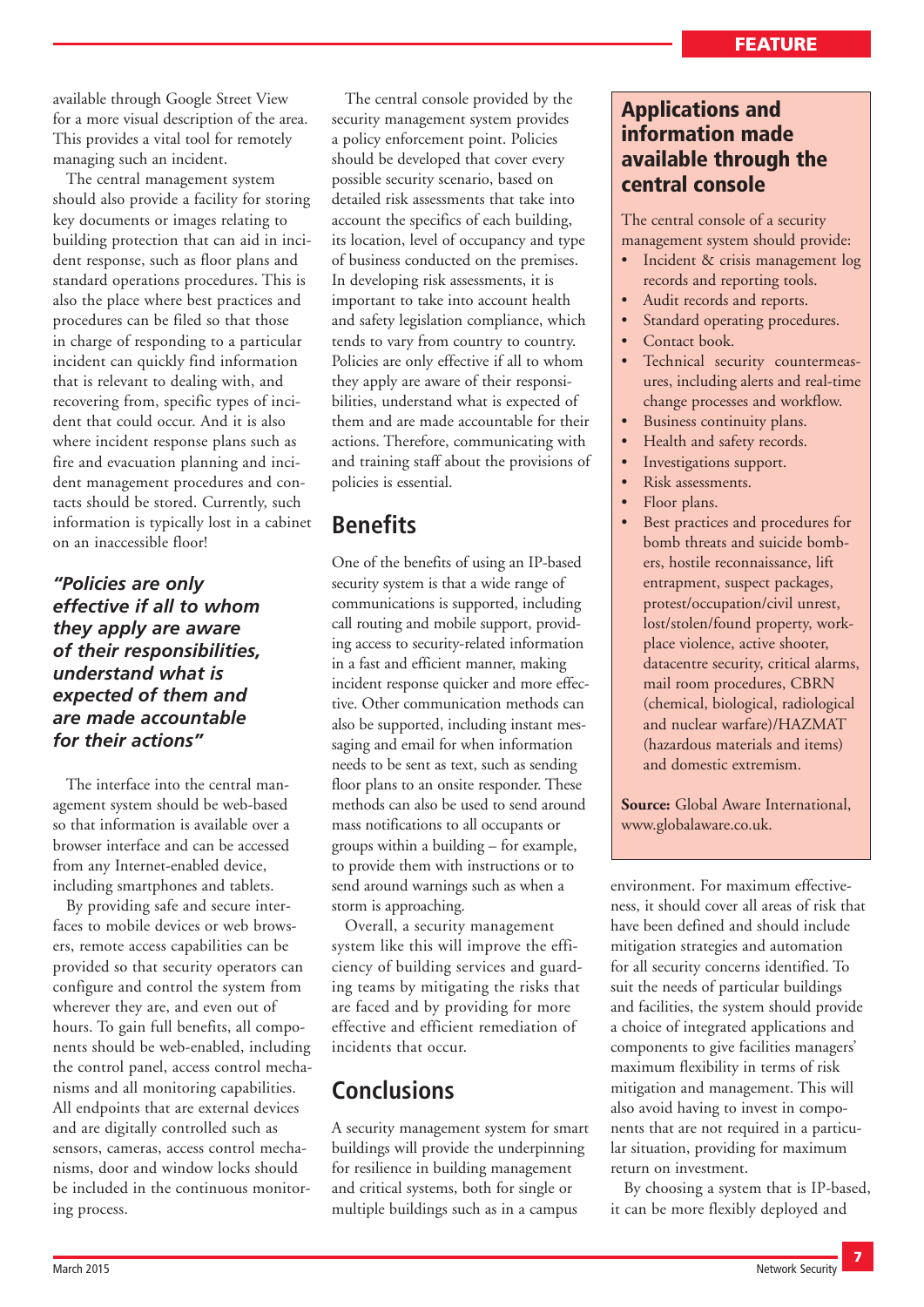available through Google Street View for a more visual description of the area. This provides a vital tool for remotely managing such an incident.

The central management system should also provide a facility for storing key documents or images relating to building protection that can aid in incident response, such as floor plans and standard operations procedures. This is also the place where best practices and procedures can be filed so that those in charge of responding to a particular incident can quickly find information that is relevant to dealing with, and recovering from, specific types of incident that could occur. And it is also where incident response plans such as fire and evacuation planning and incident management procedures and contacts should be stored. Currently, such information is typically lost in a cabinet on an inaccessible floor!

***"Policies are only effective if all to whom they apply are aware of their responsibilities, understand what is expected of them and are made accountable for their actions"***

The interface into the central management system should be web-based so that information is available over a browser interface and can be accessed from any Internet-enabled device, including smartphones and tablets.

By providing safe and secure interfaces to mobile devices or web browsers, remote access capabilities can be provided so that security operators can configure and control the system from wherever they are, and even out of hours. To gain full benefits, all components should be web-enabled, including the control panel, access control mechanisms and all monitoring capabilities. All endpoints that are external devices and are digitally controlled such as sensors, cameras, access control mechanisms, door and window locks should be included in the continuous monitoring process.

The central console provided by the security management system provides a policy enforcement point. Policies should be developed that cover every possible security scenario, based on detailed risk assessments that take into account the specifics of each building, its location, level of occupancy and type of business conducted on the premises. In developing risk assessments, it is important to take into account health and safety legislation compliance, which tends to vary from country to country. Policies are only effective if all to whom they apply are aware of their responsibilities, understand what is expected of them and are made accountable for their actions. Therefore, communicating with and training staff about the provisions of policies is essential.

## Benefits

One of the benefits of using an IP-based security system is that a wide range of communications is supported, including call routing and mobile support, providing access to security-related information in a fast and efficient manner, making incident response quicker and more effective. Other communication methods can also be supported, including instant messaging and email for when information needs to be sent as text, such as sending floor plans to an onsite responder. These methods can also be used to send around mass notifications to all occupants or groups within a building – for example, to provide them with instructions or to send around warnings such as when a storm is approaching.

Overall, a security management system like this will improve the efficiency of building services and guarding teams by mitigating the risks that are faced and by providing for more effective and efficient remediation of incidents that occur.

## Conclusions

A security management system for smart buildings will provide the underpinning for resilience in building management and critical systems, both for single or multiple buildings such as in a campus environment. For maximum effectiveness, it should cover all areas of risk that have been defined and should include mitigation strategies and automation for all security concerns identified. To suit the needs of particular buildings and facilities, the system should provide a choice of integrated applications and components to give facilities managers' maximum flexibility in terms of risk mitigation and management. This will also avoid having to invest in components that are not required in a particular situation, providing for maximum return on investment.

By choosing a system that is IP-based, it can be more flexibly deployed and

### Applications and information made available through the central console

The central console of a security management system should provide:

- Incident & crisis management log records and reporting tools.
- Audit records and reports.
- Standard operating procedures.
- Contact book.
- Technical security countermeasures, including alerts and real-time change processes and workflow.
- Business continuity plans.
- Health and safety records.
- Investigations support.
- Risk assessments.
- Floor plans.
- Best practices and procedures for bomb threats and suicide bombers, hostile reconnaissance, lift entrapment, suspect packages, protest/occupation/civil unrest, lost/stolen/found property, workplace violence, active shooter, datacentre security, critical alarms, mail room procedures, CBRN (chemical, biological, radiological and nuclear warfare)/HAZMAT (hazardous materials and items) and domestic extremism.

**Source:** Global Aware International, www.globalaware.co.uk.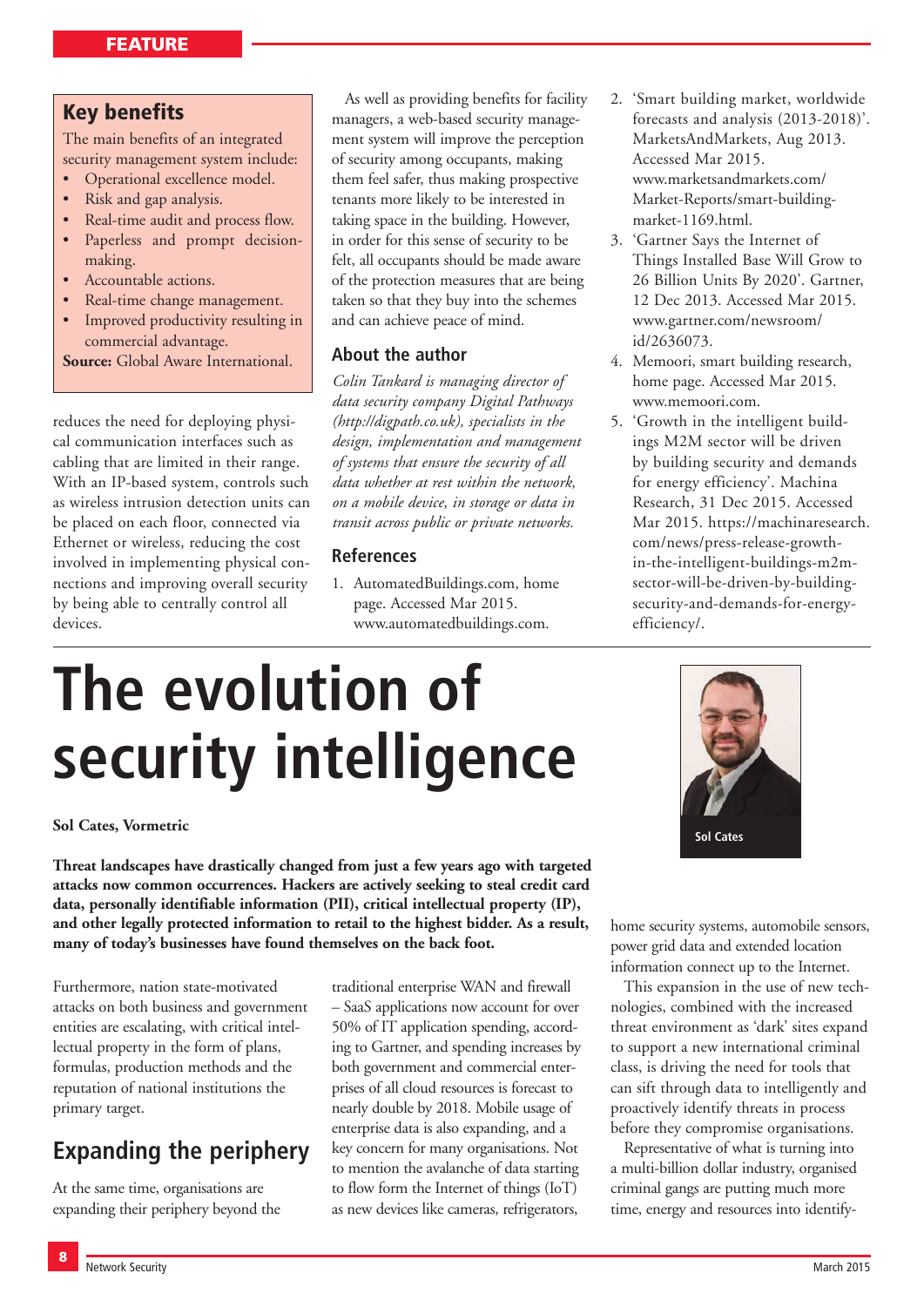## Key benefits

The main benefits of an integrated security management system include:

- Operational excellence model.
- Risk and gap analysis.
- Real-time audit and process flow.
- Paperless and prompt decision-making.
- Accountable actions.
- Real-time change management.
- Improved productivity resulting in commercial advantage.

**Source:** Global Aware International.

reduces the need for deploying physical communication interfaces such as cabling that are limited in their range. With an IP-based system, controls such as wireless intrusion detection units can be placed on each floor, connected via Ethernet or wireless, reducing the cost involved in implementing physical connections and improving overall security by being able to centrally control all devices.

As well as providing benefits for facility managers, a web-based security management system will improve the perception of security among occupants, making them feel safer, thus making prospective tenants more likely to be interested in taking space in the building. However, in order for this sense of security to be felt, all occupants should be made aware of the protection measures that are being taken so that they buy into the schemes and can achieve peace of mind.

### About the author

*Colin Tankard is managing director of data security company Digital Pathways (http://digpath.co.uk), specialists in the design, implementation and management of systems that ensure the security of all data whether at rest within the network, on a mobile device, in storage or data in transit across public or private networks.*

### References

1. AutomatedBuildings.com, home page. Accessed Mar 2015. www.automatedbuildings.com.
2. 'Smart building market, worldwide forecasts and analysis (2013-2018)'. MarketsAndMarkets, Aug 2013. Accessed Mar 2015. www.marketsandmarkets.com/Market-Reports/smart-building-market-1169.html.
3. 'Gartner Says the Internet of Things Installed Base Will Grow to 26 Billion Units By 2020'. Gartner, 12 Dec 2013. Accessed Mar 2015. www.gartner.com/newsroom/id/2636073.
4. Memoori, smart building research, home page. Accessed Mar 2015. www.memoori.com.
5. 'Growth in the intelligent buildings M2M sector will be driven by building security and demands for energy efficiency'. Machina Research, 31 Dec 2015. Accessed Mar 2015. https://machinaresearch.com/news/press-release-growth-in-the-intelligent-buildings-m2m-sector-will-be-driven-by-building-security-and-demands-for-energy-efficiency/.

# The evolution of security intelligence

**Sol Cates, Vormetric**

Sol Cates

**Threat landscapes have drastically changed from just a few years ago with targeted attacks now common occurrences. Hackers are actively seeking to steal credit card data, personally identifiable information (PII), critical intellectual property (IP), and other legally protected information to retail to the highest bidder. As a result, many of today's businesses have found themselves on the back foot.**

Furthermore, nation state-motivated attacks on both business and government entities are escalating, with critical intellectual property in the form of plans, formulas, production methods and the reputation of national institutions the primary target.

## Expanding the periphery

At the same time, organisations are expanding their periphery beyond the traditional enterprise WAN and firewall – SaaS applications now account for over 50% of IT application spending, according to Gartner, and spending increases by both government and commercial enterprises of all cloud resources is forecast to nearly double by 2018. Mobile usage of enterprise data is also expanding, and a key concern for many organisations. Not to mention the avalanche of data starting to flow form the Internet of things (IoT) as new devices like cameras, refrigerators, home security systems, automobile sensors, power grid data and extended location information connect up to the Internet.

This expansion in the use of new technologies, combined with the increased threat environment as 'dark' sites expand to support a new international criminal class, is driving the need for tools that can sift through data to intelligently and proactively identify threats in process before they compromise organisations.

Representative of what is turning into a multi-billion dollar industry, organised criminal gangs are putting much more time, energy and resources into identify-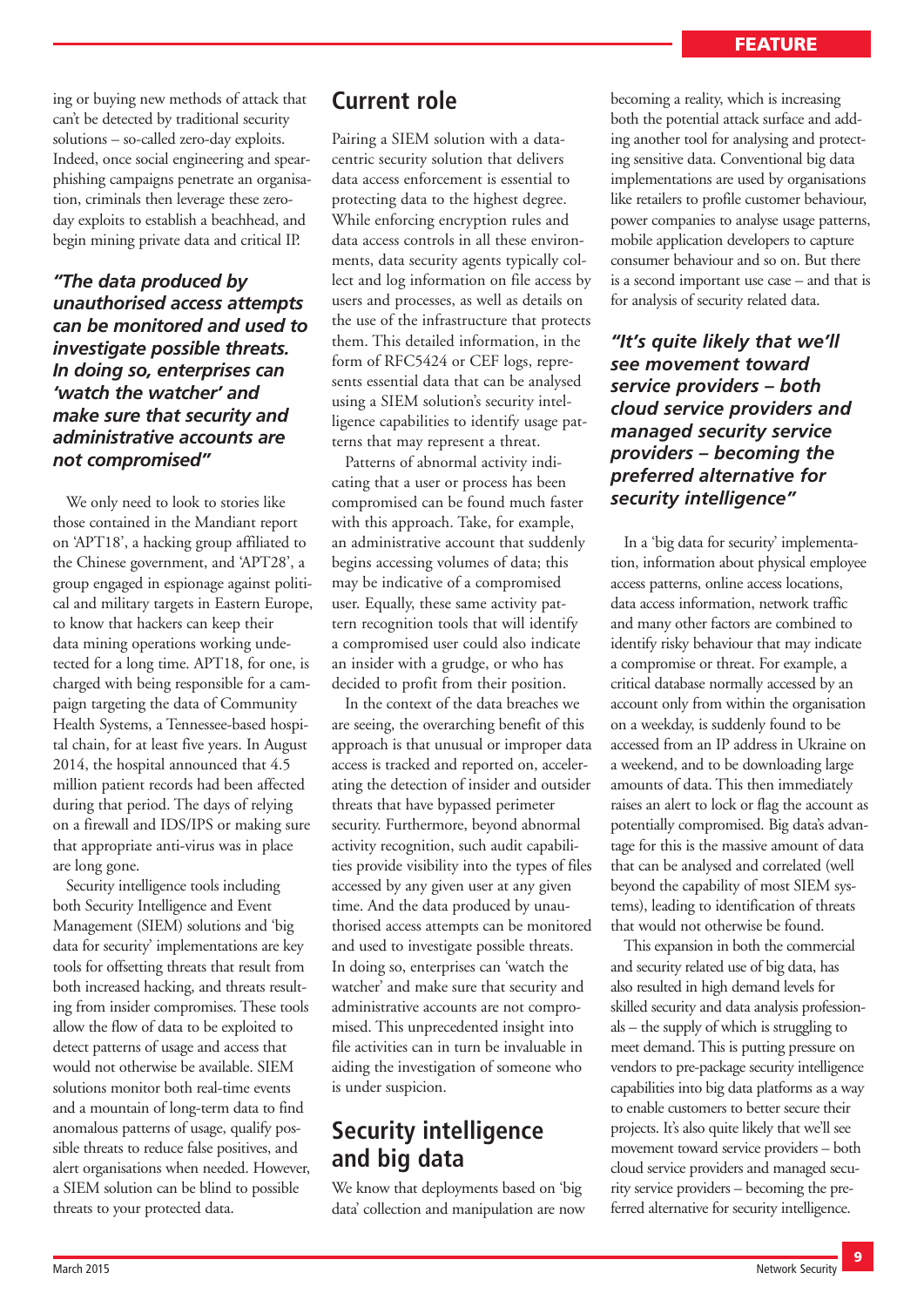ing or buying new methods of attack that can't be detected by traditional security solutions – so-called zero-day exploits. Indeed, once social engineering and spear-phishing campaigns penetrate an organisation, criminals then leverage these zero-day exploits to establish a beachhead, and begin mining private data and critical IP.

> ***"The data produced by unauthorised access attempts can be monitored and used to investigate possible threats. In doing so, enterprises can 'watch the watcher' and make sure that security and administrative accounts are not compromised"***

We only need to look to stories like those contained in the Mandiant report on 'APT18', a hacking group affiliated to the Chinese government, and 'APT28', a group engaged in espionage against political and military targets in Eastern Europe, to know that hackers can keep their data mining operations working undetected for a long time. APT18, for one, is charged with being responsible for a campaign targeting the data of Community Health Systems, a Tennessee-based hospital chain, for at least five years. In August 2014, the hospital announced that 4.5 million patient records had been affected during that period. The days of relying on a firewall and IDS/IPS or making sure that appropriate anti-virus was in place are long gone.

Security intelligence tools including both Security Intelligence and Event Management (SIEM) solutions and 'big data for security' implementations are key tools for offsetting threats that result from both increased hacking, and threats resulting from insider compromises. These tools allow the flow of data to be exploited to detect patterns of usage and access that would not otherwise be available. SIEM solutions monitor both real-time events and a mountain of long-term data to find anomalous patterns of usage, qualify possible threats to reduce false positives, and alert organisations when needed. However, a SIEM solution can be blind to possible threats to your protected data.

## Current role

Pairing a SIEM solution with a data-centric security solution that delivers data access enforcement is essential to protecting data to the highest degree. While enforcing encryption rules and data access controls in all these environments, data security agents typically collect and log information on file access by users and processes, as well as details on the use of the infrastructure that protects them. This detailed information, in the form of RFC5424 or CEF logs, represents essential data that can be analysed using a SIEM solution's security intelligence capabilities to identify usage patterns that may represent a threat.

Patterns of abnormal activity indicating that a user or process has been compromised can be found much faster with this approach. Take, for example, an administrative account that suddenly begins accessing volumes of data; this may be indicative of a compromised user. Equally, these same activity pattern recognition tools that will identify a compromised user could also indicate an insider with a grudge, or who has decided to profit from their position.

In the context of the data breaches we are seeing, the overarching benefit of this approach is that unusual or improper data access is tracked and reported on, accelerating the detection of insider and outsider threats that have bypassed perimeter security. Furthermore, beyond abnormal activity recognition, such audit capabilities provide visibility into the types of files accessed by any given user at any given time. And the data produced by unauthorised access attempts can be monitored and used to investigate possible threats. In doing so, enterprises can 'watch the watcher' and make sure that security and administrative accounts are not compromised. This unprecedented insight into file activities can in turn be invaluable in aiding the investigation of someone who is under suspicion.

## Security intelligence and big data

We know that deployments based on 'big data' collection and manipulation are now becoming a reality, which is increasing both the potential attack surface and adding another tool for analysing and protecting sensitive data. Conventional big data implementations are used by organisations like retailers to profile customer behaviour, power companies to analyse usage patterns, mobile application developers to capture consumer behaviour and so on. But there is a second important use case – and that is for analysis of security related data.

> ***"It's quite likely that we'll see movement toward service providers – both cloud service providers and managed security service providers – becoming the preferred alternative for security intelligence"***

In a 'big data for security' implementation, information about physical employee access patterns, online access locations, data access information, network traffic and many other factors are combined to identify risky behaviour that may indicate a compromise or threat. For example, a critical database normally accessed by an account only from within the organisation on a weekday, is suddenly found to be accessed from an IP address in Ukraine on a weekend, and to be downloading large amounts of data. This then immediately raises an alert to lock or flag the account as potentially compromised. Big data's advantage for this is the massive amount of data that can be analysed and correlated (well beyond the capability of most SIEM systems), leading to identification of threats that would not otherwise be found.

This expansion in both the commercial and security related use of big data, has also resulted in high demand levels for skilled security and data analysis professionals – the supply of which is struggling to meet demand. This is putting pressure on vendors to pre-package security intelligence capabilities into big data platforms as a way to enable customers to better secure their projects. It's also quite likely that we'll see movement toward service providers – both cloud service providers and managed security service providers – becoming the preferred alternative for security intelligence.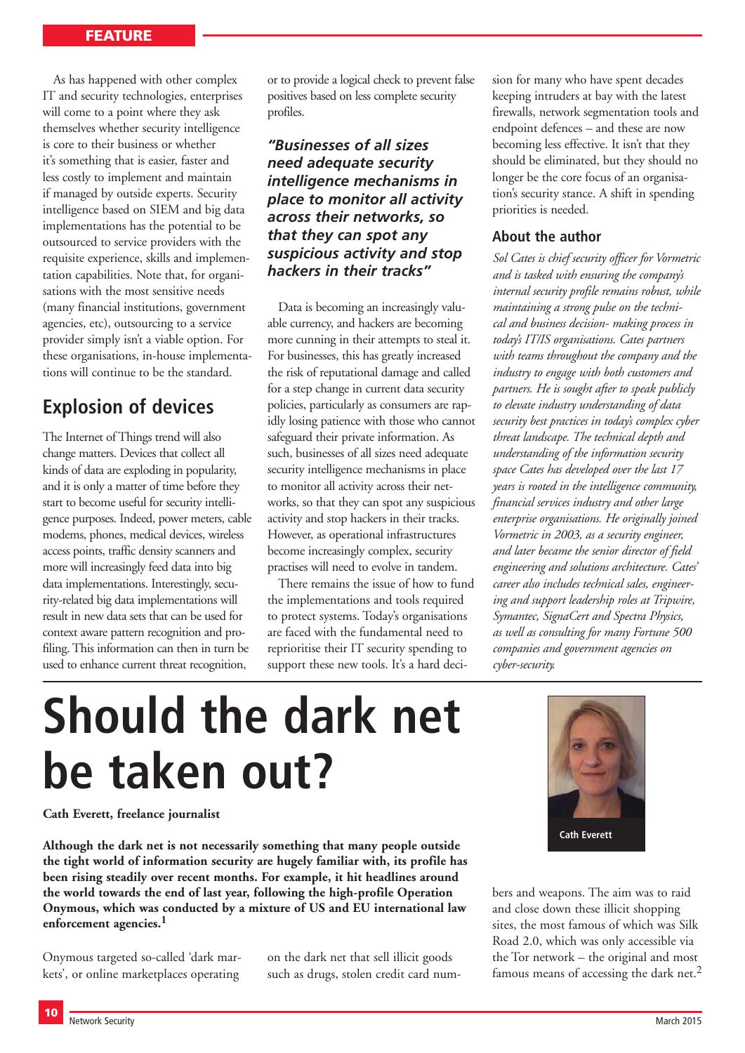As has happened with other complex IT and security technologies, enterprises will come to a point where they ask themselves whether security intelligence is core to their business or whether it's something that is easier, faster and less costly to implement and maintain if managed by outside experts. Security intelligence based on SIEM and big data implementations has the potential to be outsourced to service providers with the requisite experience, skills and implementation capabilities. Note that, for organisations with the most sensitive needs (many financial institutions, government agencies, etc), outsourcing to a service provider simply isn't a viable option. For these organisations, in-house implementations will continue to be the standard.

## Explosion of devices

The Internet of Things trend will also change matters. Devices that collect all kinds of data are exploding in popularity, and it is only a matter of time before they start to become useful for security intelligence purposes. Indeed, power meters, cable modems, phones, medical devices, wireless access points, traffic density scanners and more will increasingly feed data into big data implementations. Interestingly, security-related big data implementations will result in new data sets that can be used for context aware pattern recognition and profiling. This information can then in turn be used to enhance current threat recognition, or to provide a logical check to prevent false positives based on less complete security profiles.

> ***"Businesses of all sizes need adequate security intelligence mechanisms in place to monitor all activity across their networks, so that they can spot any suspicious activity and stop hackers in their tracks"***

Data is becoming an increasingly valuable currency, and hackers are becoming more cunning in their attempts to steal it. For businesses, this has greatly increased the risk of reputational damage and called for a step change in current data security policies, particularly as consumers are rapidly losing patience with those who cannot safeguard their private information. As such, businesses of all sizes need adequate security intelligence mechanisms in place to monitor all activity across their networks, so that they can spot any suspicious activity and stop hackers in their tracks. However, as operational infrastructures become increasingly complex, security practises will need to evolve in tandem.

There remains the issue of how to fund the implementations and tools required to protect systems. Today's organisations are faced with the fundamental need to reprioritise their IT security spending to support these new tools. It's a hard decision for many who have spent decades keeping intruders at bay with the latest firewalls, network segmentation tools and endpoint defences – and these are now becoming less effective. It isn't that they should be eliminated, but they should no longer be the core focus of an organisation's security stance. A shift in spending priorities is needed.

### About the author

*Sol Cates is chief security officer for Vormetric and is tasked with ensuring the company's internal security profile remains robust, while maintaining a strong pulse on the technical and business decision- making process in today's IT/IS organisations. Cates partners with teams throughout the company and the industry to engage with both customers and partners. He is sought after to speak publicly to elevate industry understanding of data security best practices in today's complex cyber threat landscape. The technical depth and understanding of the information security space Cates has developed over the last 17 years is rooted in the intelligence community, financial services industry and other large enterprise organisations. He originally joined Vormetric in 2003, as a security engineer, and later became the senior director of field engineering and solutions architecture. Cates' career also includes technical sales, engineering and support leadership roles at Tripwire, Symantec, SignaCert and Spectra Physics, as well as consulting for many Fortune 500 companies and government agencies on cyber-security.*

# Should the dark net be taken out?

**Cath Everett, freelance journalist**

Cath Everett

**Although the dark net is not necessarily something that many people outside the tight world of information security are hugely familiar with, its profile has been rising steadily over recent months. For example, it hit headlines around the world towards the end of last year, following the high-profile Operation Onymous, which was conducted by a mixture of US and EU international law enforcement agencies.[1]**

Onymous targeted so-called 'dark markets', or online marketplaces operating on the dark net that sell illicit goods such as drugs, stolen credit card numbers and weapons. The aim was to raid and close down these illicit shopping sites, the most famous of which was Silk Road 2.0, which was only accessible via the Tor network – the original and most famous means of accessing the dark net.[2]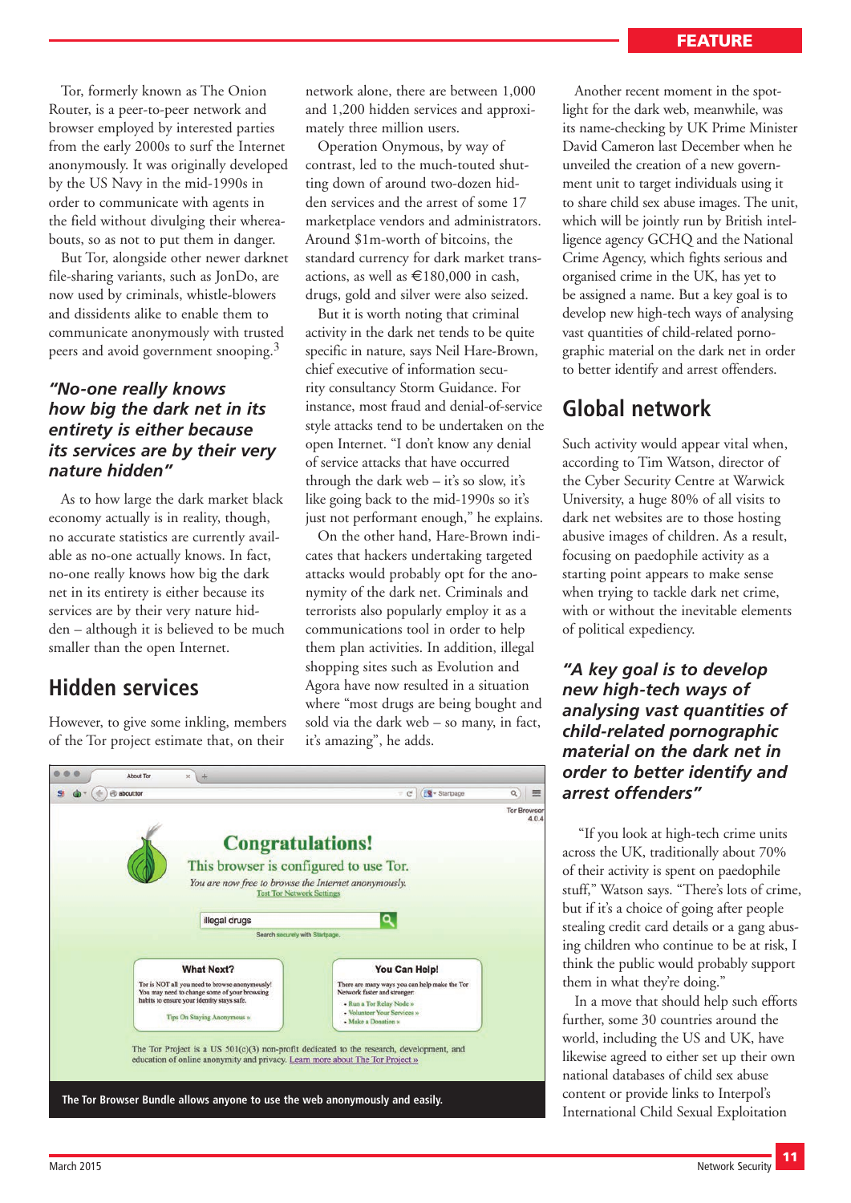Tor, formerly known as The Onion Router, is a peer-to-peer network and browser employed by interested parties from the early 2000s to surf the Internet anonymously. It was originally developed by the US Navy in the mid-1990s in order to communicate with agents in the field without divulging their whereabouts, so as not to put them in danger.

But Tor, alongside other newer darknet file-sharing variants, such as JonDo, are now used by criminals, whistle-blowers and dissidents alike to enable them to communicate anonymously with trusted peers and avoid government snooping.[3]

> *"No-one really knows how big the dark net in its entirety is either because its services are by their very nature hidden"*

As to how large the dark market black economy actually is in reality, though, no accurate statistics are currently available as no-one actually knows. In fact, no-one really knows how big the dark net in its entirety is either because its services are by their very nature hidden – although it is believed to be much smaller than the open Internet.

## Hidden services

However, to give some inkling, members of the Tor project estimate that, on their network alone, there are between 1,000 and 1,200 hidden services and approximately three million users.

Operation Onymous, by way of contrast, led to the much-touted shutting down of around two-dozen hidden services and the arrest of some 17 marketplace vendors and administrators. Around $1m-worth of bitcoins, the standard currency for dark market transactions, as well as €180,000 in cash, drugs, gold and silver were also seized.

But it is worth noting that criminal activity in the dark net tends to be quite specific in nature, says Neil Hare-Brown, chief executive of information security consultancy Storm Guidance. For instance, most fraud and denial-of-service style attacks tend to be undertaken on the open Internet. "I don't know any denial of service attacks that have occurred through the dark web – it's so slow, it's like going back to the mid-1990s so it's just not performant enough," he explains.

On the other hand, Hare-Brown indicates that hackers undertaking targeted attacks would probably opt for the anonymity of the dark net. Criminals and terrorists also popularly employ it as a communications tool in order to help them plan activities. In addition, illegal shopping sites such as Evolution and Agora have now resulted in a situation where "most drugs are being bought and sold via the dark web – so many, in fact, it's amazing", he adds.

The Tor Browser Bundle allows anyone to use the web anonymously and easily.

Another recent moment in the spotlight for the dark web, meanwhile, was its name-checking by UK Prime Minister David Cameron last December when he unveiled the creation of a new government unit to target individuals using it to share child sex abuse images. The unit, which will be jointly run by British intelligence agency GCHQ and the National Crime Agency, which fights serious and organised crime in the UK, has yet to be assigned a name. But a key goal is to develop new high-tech ways of analysing vast quantities of child-related pornographic material on the dark net in order to better identify and arrest offenders.

## Global network

Such activity would appear vital when, according to Tim Watson, director of the Cyber Security Centre at Warwick University, a huge 80% of all visits to dark net websites are to those hosting abusive images of children. As a result, focusing on paedophile activity as a starting point appears to make sense when trying to tackle dark net crime, with or without the inevitable elements of political expediency.

> *"A key goal is to develop new high-tech ways of analysing vast quantities of child-related pornographic material on the dark net in order to better identify and arrest offenders"*

"If you look at high-tech crime units across the UK, traditionally about 70% of their activity is spent on paedophile stuff," Watson says. "There's lots of crime, but if it's a choice of going after people stealing credit card details or a gang abusing children who continue to be at risk, I think the public would probably support them in what they're doing."

In a move that should help such efforts further, some 30 countries around the world, including the US and UK, have likewise agreed to either set up their own national databases of child sex abuse content or provide links to Interpol's International Child Sexual Exploitation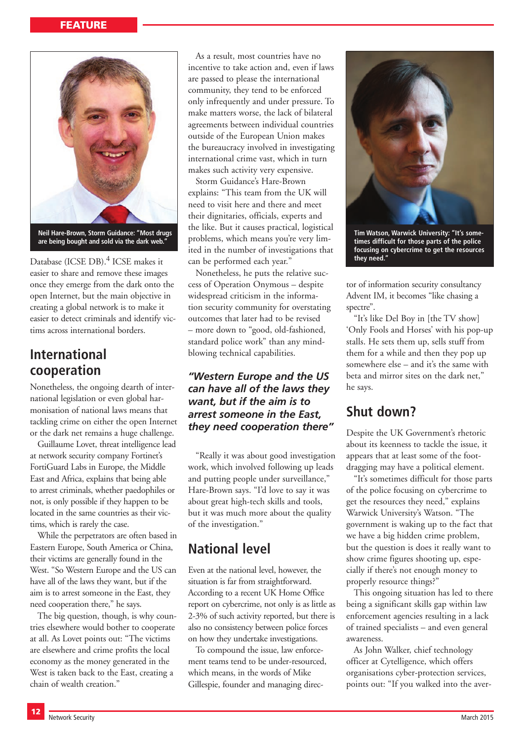Neil Hare-Brown, Storm Guidance: "Most drugs are being bought and sold via the dark web."

Database (ICSE DB).[4] ICSE makes it easier to share and remove these images once they emerge from the dark onto the open Internet, but the main objective in creating a global network is to make it easier to detect criminals and identify victims across international borders.

## International cooperation

Nonetheless, the ongoing dearth of international legislation or even global harmonisation of national laws means that tackling crime on either the open Internet or the dark net remains a huge challenge.

Guillaume Lovet, threat intelligence lead at network security company Fortinet's FortiGuard Labs in Europe, the Middle East and Africa, explains that being able to arrest criminals, whether paedophiles or not, is only possible if they happen to be located in the same countries as their victims, which is rarely the case.

While the perpetrators are often based in Eastern Europe, South America or China, their victims are generally found in the West. "So Western Europe and the US can have all of the laws they want, but if the aim is to arrest someone in the East, they need cooperation there," he says.

The big question, though, is why countries elsewhere would bother to cooperate at all. As Lovet points out: "The victims are elsewhere and crime profits the local economy as the money generated in the West is taken back to the East, creating a chain of wealth creation."

As a result, most countries have no incentive to take action and, even if laws are passed to please the international community, they tend to be enforced only infrequently and under pressure. To make matters worse, the lack of bilateral agreements between individual countries outside of the European Union makes the bureaucracy involved in investigating international crime vast, which in turn makes such activity very expensive.

Storm Guidance's Hare-Brown explains: "This team from the UK will need to visit here and there and meet their dignitaries, officials, experts and the like. But it causes practical, logistical problems, which means you're very limited in the number of investigations that can be performed each year."

Nonetheless, he puts the relative success of Operation Onymous – despite widespread criticism in the information security community for overstating outcomes that later had to be revised – more down to "good, old-fashioned, standard police work" than any mind-blowing technical capabilities.

***"Western Europe and the US can have all of the laws they want, but if the aim is to arrest someone in the East, they need cooperation there"***

"Really it was about good investigation work, which involved following up leads and putting people under surveillance," Hare-Brown says. "I'd love to say it was about great high-tech skills and tools, but it was much more about the quality of the investigation."

## National level

Even at the national level, however, the situation is far from straightforward. According to a recent UK Home Office report on cybercrime, not only is as little as 2-3% of such activity reported, but there is also no consistency between police forces on how they undertake investigations.

To compound the issue, law enforcement teams tend to be under-resourced, which means, in the words of Mike Gillespie, founder and managing director of information security consultancy Advent IM, it becomes "like chasing a spectre".

Tim Watson, Warwick University: "It's sometimes difficult for those parts of the police focusing on cybercrime to get the resources they need."

"It's like Del Boy in [the TV show] 'Only Fools and Horses' with his pop-up stalls. He sets them up, sells stuff from them for a while and then they pop up somewhere else – and it's the same with beta and mirror sites on the dark net," he says.

## Shut down?

Despite the UK Government's rhetoric about its keenness to tackle the issue, it appears that at least some of the foot-dragging may have a political element.

"It's sometimes difficult for those parts of the police focusing on cybercrime to get the resources they need," explains Warwick University's Watson. "The government is waking up to the fact that we have a big hidden crime problem, but the question is does it really want to show crime figures shooting up, especially if there's not enough money to properly resource things?"

This ongoing situation has led to there being a significant skills gap within law enforcement agencies resulting in a lack of trained specialists – and even general awareness.

As John Walker, chief technology officer at Cytelligence, which offers organisations cyber-protection services, points out: "If you walked into the aver-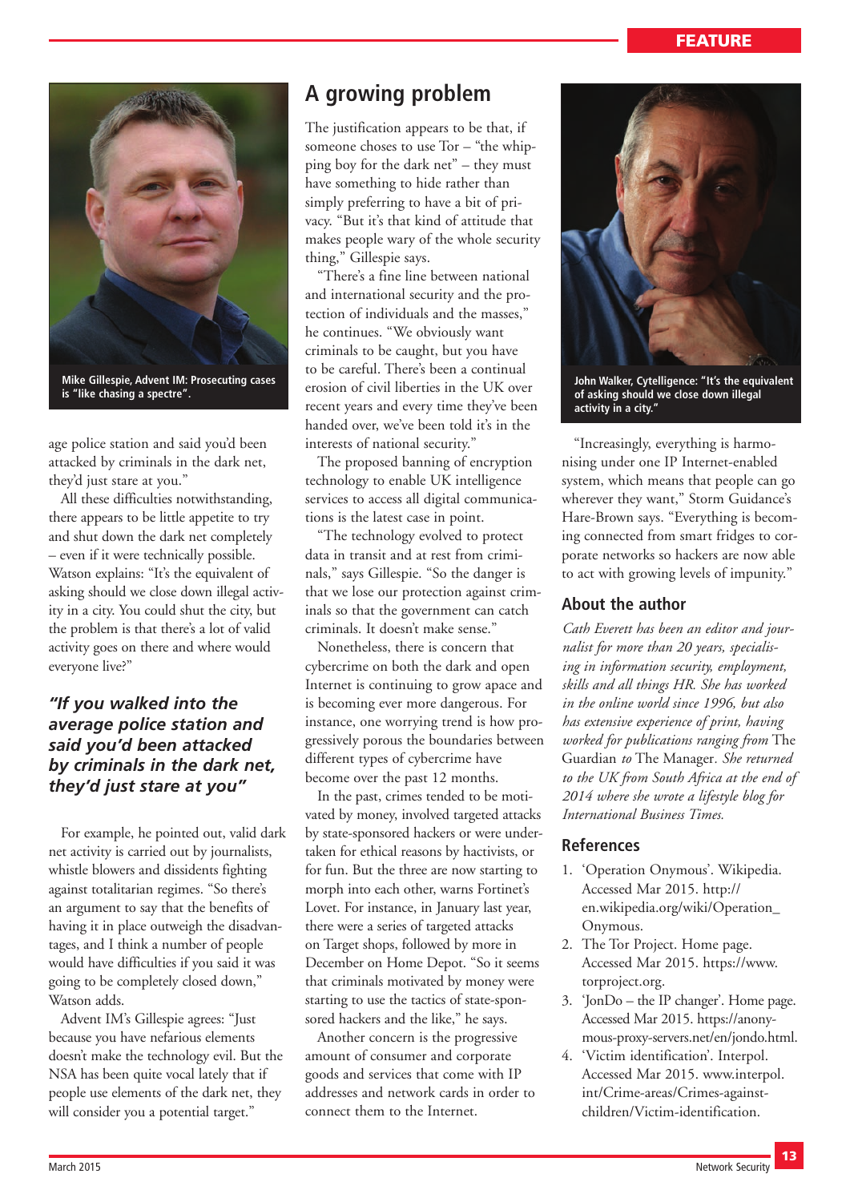Mike Gillespie, Advent IM: Prosecuting cases is "like chasing a spectre".

age police station and said you'd been attacked by criminals in the dark net, they'd just stare at you."

All these difficulties notwithstanding, there appears to be little appetite to try and shut down the dark net completely – even if it were technically possible. Watson explains: "It's the equivalent of asking should we close down illegal activity in a city. You could shut the city, but the problem is that there's a lot of valid activity goes on there and where would everyone live?"

***"If you walked into the average police station and said you'd been attacked by criminals in the dark net, they'd just stare at you"***

For example, he pointed out, valid dark net activity is carried out by journalists, whistle blowers and dissidents fighting against totalitarian regimes. "So there's an argument to say that the benefits of having it in place outweigh the disadvantages, and I think a number of people would have difficulties if you said it was going to be completely closed down," Watson adds.

Advent IM's Gillespie agrees: "Just because you have nefarious elements doesn't make the technology evil. But the NSA has been quite vocal lately that if people use elements of the dark net, they will consider you a potential target."

## A growing problem

The justification appears to be that, if someone choses to use Tor – "the whipping boy for the dark net" – they must have something to hide rather than simply preferring to have a bit of privacy. "But it's that kind of attitude that makes people wary of the whole security thing," Gillespie says.

"There's a fine line between national and international security and the protection of individuals and the masses," he continues. "We obviously want criminals to be caught, but you have to be careful. There's been a continual erosion of civil liberties in the UK over recent years and every time they've been handed over, we've been told it's in the interests of national security."

The proposed banning of encryption technology to enable UK intelligence services to access all digital communications is the latest case in point.

"The technology evolved to protect data in transit and at rest from criminals," says Gillespie. "So the danger is that we lose our protection against criminals so that the government can catch criminals. It doesn't make sense."

Nonetheless, there is concern that cybercrime on both the dark and open Internet is continuing to grow apace and is becoming ever more dangerous. For instance, one worrying trend is how progressively porous the boundaries between different types of cybercrime have become over the past 12 months.

In the past, crimes tended to be motivated by money, involved targeted attacks by state-sponsored hackers or were undertaken for ethical reasons by hactivists, or for fun. But the three are now starting to morph into each other, warns Fortinet's Lovet. For instance, in January last year, there were a series of targeted attacks on Target shops, followed by more in December on Home Depot. "So it seems that criminals motivated by money were starting to use the tactics of state-sponsored hackers and the like," he says.

Another concern is the progressive amount of consumer and corporate goods and services that come with IP addresses and network cards in order to connect them to the Internet.

John Walker, Cytelligence: "It's the equivalent of asking should we close down illegal activity in a city."

"Increasingly, everything is harmonising under one IP Internet-enabled system, which means that people can go wherever they want," Storm Guidance's Hare-Brown says. "Everything is becoming connected from smart fridges to corporate networks so hackers are now able to act with growing levels of impunity."

## About the author

*Cath Everett has been an editor and journalist for more than 20 years, specialising in information security, employment, skills and all things HR. She has worked in the online world since 1996, but also has extensive experience of print, having worked for publications ranging from* The Guardian *to* The Manager. *She returned to the UK from South Africa at the end of 2014 where she wrote a lifestyle blog for International Business Times.*

## References

1. 'Operation Onymous'. Wikipedia. Accessed Mar 2015. http://en.wikipedia.org/wiki/Operation_Onymous.
2. The Tor Project. Home page. Accessed Mar 2015. https://www.torproject.org.
3. 'JonDo – the IP changer'. Home page. Accessed Mar 2015. https://anonymous-proxy-servers.net/en/jondo.html.
4. 'Victim identification'. Interpol. Accessed Mar 2015. www.interpol.int/Crime-areas/Crimes-against-children/Victim-identification.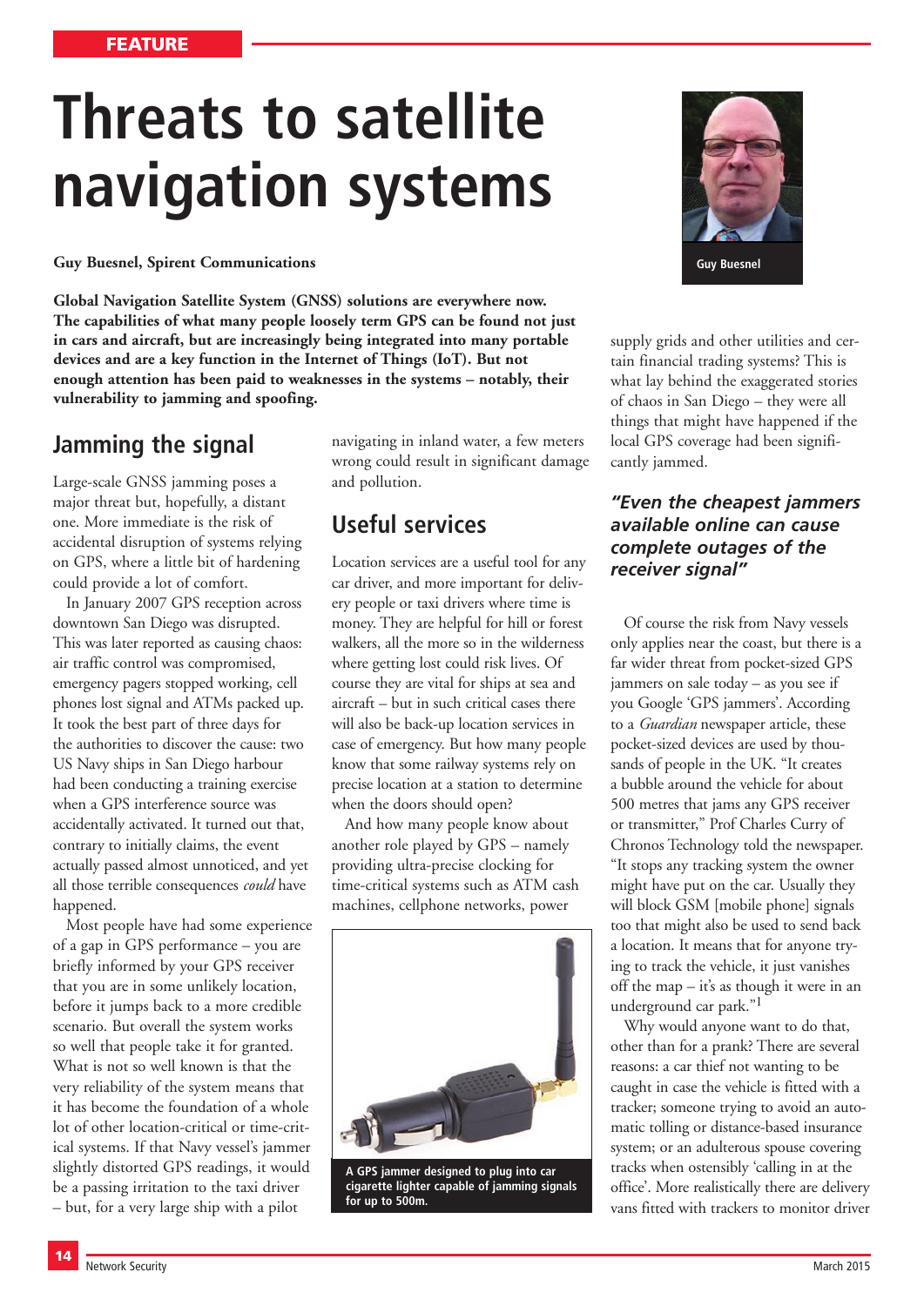FEATURE

# Threats to satellite navigation systems

**Guy Buesnel, Spirent Communications**

Guy Buesnel

**Global Navigation Satellite System (GNSS) solutions are everywhere now. The capabilities of what many people loosely term GPS can be found not just in cars and aircraft, but are increasingly being integrated into many portable devices and are a key function in the Internet of Things (IoT). But not enough attention has been paid to weaknesses in the systems – notably, their vulnerability to jamming and spoofing.**

## Jamming the signal

Large-scale GNSS jamming poses a major threat but, hopefully, a distant one. More immediate is the risk of accidental disruption of systems relying on GPS, where a little bit of hardening could provide a lot of comfort.

In January 2007 GPS reception across downtown San Diego was disrupted. This was later reported as causing chaos: air traffic control was compromised, emergency pagers stopped working, cell phones lost signal and ATMs packed up. It took the best part of three days for the authorities to discover the cause: two US Navy ships in San Diego harbour had been conducting a training exercise when a GPS interference source was accidentally activated. It turned out that, contrary to initially claims, the event actually passed almost unnoticed, and yet all those terrible consequences *could* have happened.

Most people have had some experience of a gap in GPS performance – you are briefly informed by your GPS receiver that you are in some unlikely location, before it jumps back to a more credible scenario. But overall the system works so well that people take it for granted. What is not so well known is that the very reliability of the system means that it has become the foundation of a whole lot of other location-critical or time-critical systems. If that Navy vessel's jammer slightly distorted GPS readings, it would be a passing irritation to the taxi driver – but, for a very large ship with a pilot navigating in inland water, a few meters wrong could result in significant damage and pollution.

## Useful services

Location services are a useful tool for any car driver, and more important for delivery people or taxi drivers where time is money. They are helpful for hill or forest walkers, all the more so in the wilderness where getting lost could risk lives. Of course they are vital for ships at sea and aircraft – but in such critical cases there will also be back-up location services in case of emergency. But how many people know that some railway systems rely on precise location at a station to determine when the doors should open?

And how many people know about another role played by GPS – namely providing ultra-precise clocking for time-critical systems such as ATM cash machines, cellphone networks, power supply grids and other utilities and certain financial trading systems? This is what lay behind the exaggerated stories of chaos in San Diego – they were all things that might have happened if the local GPS coverage had been significantly jammed.

A GPS jammer designed to plug into car cigarette lighter capable of jamming signals for up to 500m.

> ***"Even the cheapest jammers available online can cause complete outages of the receiver signal"***

Of course the risk from Navy vessels only applies near the coast, but there is a far wider threat from pocket-sized GPS jammers on sale today – as you see if you Google 'GPS jammers'. According to a *Guardian* newspaper article, these pocket-sized devices are used by thousands of people in the UK. "It creates a bubble around the vehicle for about 500 metres that jams any GPS receiver or transmitter," Prof Charles Curry of Chronos Technology told the newspaper. "It stops any tracking system the owner might have put on the car. Usually they will block GSM [mobile phone] signals too that might also be used to send back a location. It means that for anyone trying to track the vehicle, it just vanishes off the map – it's as though it were in an underground car park."[1]

Why would anyone want to do that, other than for a prank? There are several reasons: a car thief not wanting to be caught in case the vehicle is fitted with a tracker; someone trying to avoid an automatic tolling or distance-based insurance system; or an adulterous spouse covering tracks when ostensibly 'calling in at the office'. More realistically there are delivery vans fitted with trackers to monitor driver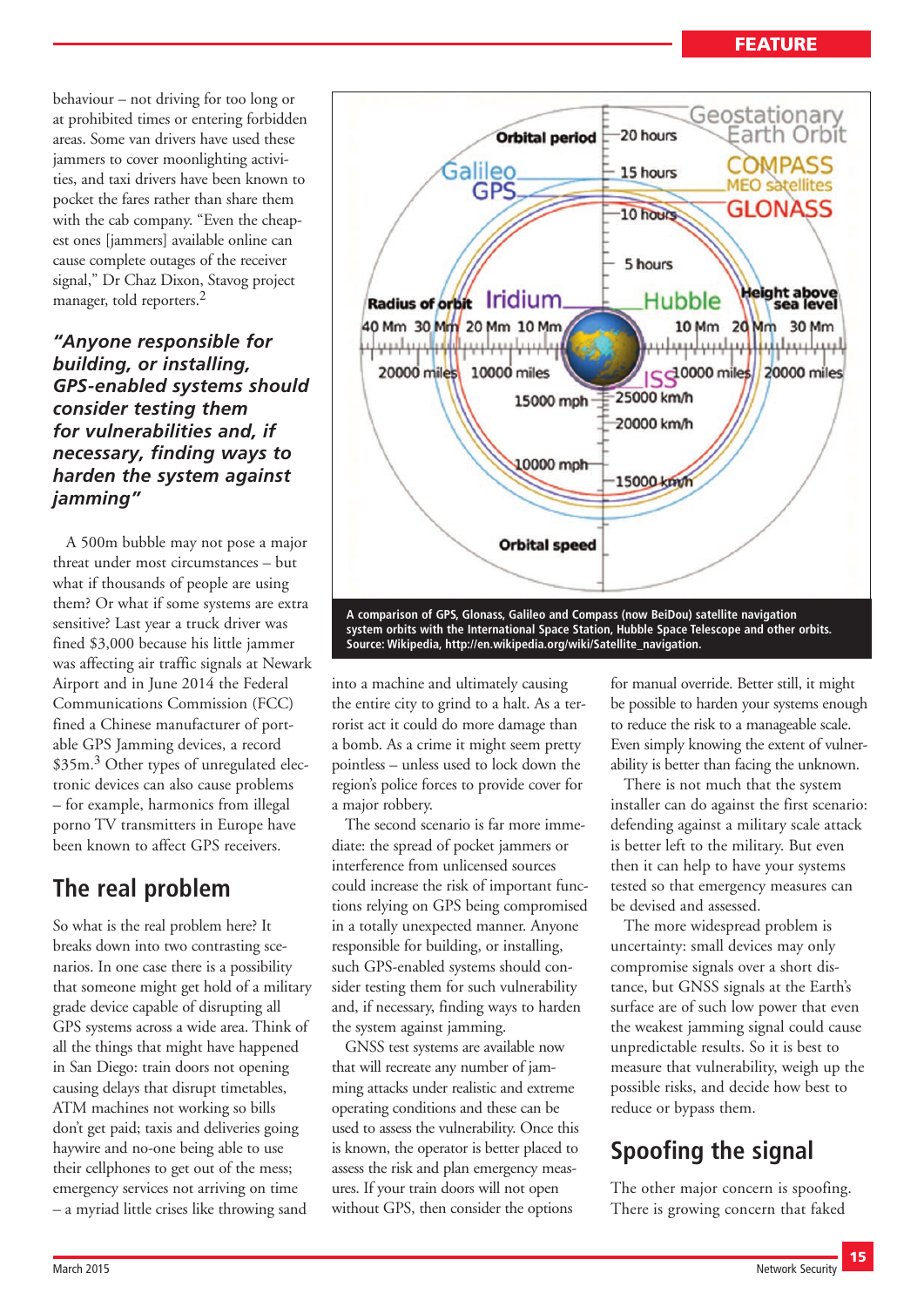behaviour – not driving for too long or at prohibited times or entering forbidden areas. Some van drivers have used these jammers to cover moonlighting activities, and taxi drivers have been known to pocket the fares rather than share them with the cab company. "Even the cheapest ones [jammers] available online can cause complete outages of the receiver signal," Dr Chaz Dixon, Stavog project manager, told reporters.[2]

> ***"Anyone responsible for building, or installing, GPS-enabled systems should consider testing them for vulnerabilities and, if necessary, finding ways to harden the system against jamming"***

A 500m bubble may not pose a major threat under most circumstances – but what if thousands of people are using them? Or what if some systems are extra sensitive? Last year a truck driver was fined $3,000 because his little jammer was affecting air traffic signals at Newark Airport and in June 2014 the Federal Communications Commission (FCC) fined a Chinese manufacturer of portable GPS Jamming devices, a record $35m.[3] Other types of unregulated electronic devices can also cause problems – for example, harmonics from illegal porno TV transmitters in Europe have been known to affect GPS receivers.

## The real problem

So what is the real problem here? It breaks down into two contrasting scenarios. In one case there is a possibility that someone might get hold of a military grade device capable of disrupting all GPS systems across a wide area. Think of all the things that might have happened in San Diego: train doors not opening causing delays that disrupt timetables, ATM machines not working so bills don't get paid; taxis and deliveries going haywire and no-one being able to use their cellphones to get out of the mess; emergency services not arriving on time – a myriad little crises like throwing sand into a machine and ultimately causing the entire city to grind to a halt. As a terrorist act it could do more damage than a bomb. As a crime it might seem pretty pointless – unless used to lock down the region's police forces to provide cover for a major robbery.

Orbital period
20 hours
15 hours
10 hours
5 hours
Geostationary Earth Orbit
Galileo
GPS
COMPASS
MEO satellites
GLONASS
Radius of orbit
Iridium
Hubble
Height above sea level
40 Mm 30 Mm 20 Mm 10 Mm
10 Mm 20 Mm 30 Mm
20000 miles 10000 miles
ISS 10000 miles 20000 miles
15000 mph
25000 km/h
20000 km/h
10000 mph
15000 km/h
Orbital speed

**A comparison of GPS, Glonass, Galileo and Compass (now BeiDou) satellite navigation system orbits with the International Space Station, Hubble Space Telescope and other orbits. Source: Wikipedia, http://en.wikipedia.org/wiki/Satellite_navigation.**

The second scenario is far more immediate: the spread of pocket jammers or interference from unlicensed sources could increase the risk of important functions relying on GPS being compromised in a totally unexpected manner. Anyone responsible for building, or installing, such GPS-enabled systems should consider testing them for such vulnerability and, if necessary, finding ways to harden the system against jamming.

GNSS test systems are available now that will recreate any number of jamming attacks under realistic and extreme operating conditions and these can be used to assess the vulnerability. Once this is known, the operator is better placed to assess the risk and plan emergency measures. If your train doors will not open without GPS, then consider the options for manual override. Better still, it might be possible to harden your systems enough to reduce the risk to a manageable scale. Even simply knowing the extent of vulnerability is better than facing the unknown.

There is not much that the system installer can do against the first scenario: defending against a military scale attack is better left to the military. But even then it can help to have your systems tested so that emergency measures can be devised and assessed.

The more widespread problem is uncertainty: small devices may only compromise signals over a short distance, but GNSS signals at the Earth's surface are of such low power that even the weakest jamming signal could cause unpredictable results. So it is best to measure that vulnerability, weigh up the possible risks, and decide how best to reduce or bypass them.

## Spoofing the signal

The other major concern is spoofing. There is growing concern that faked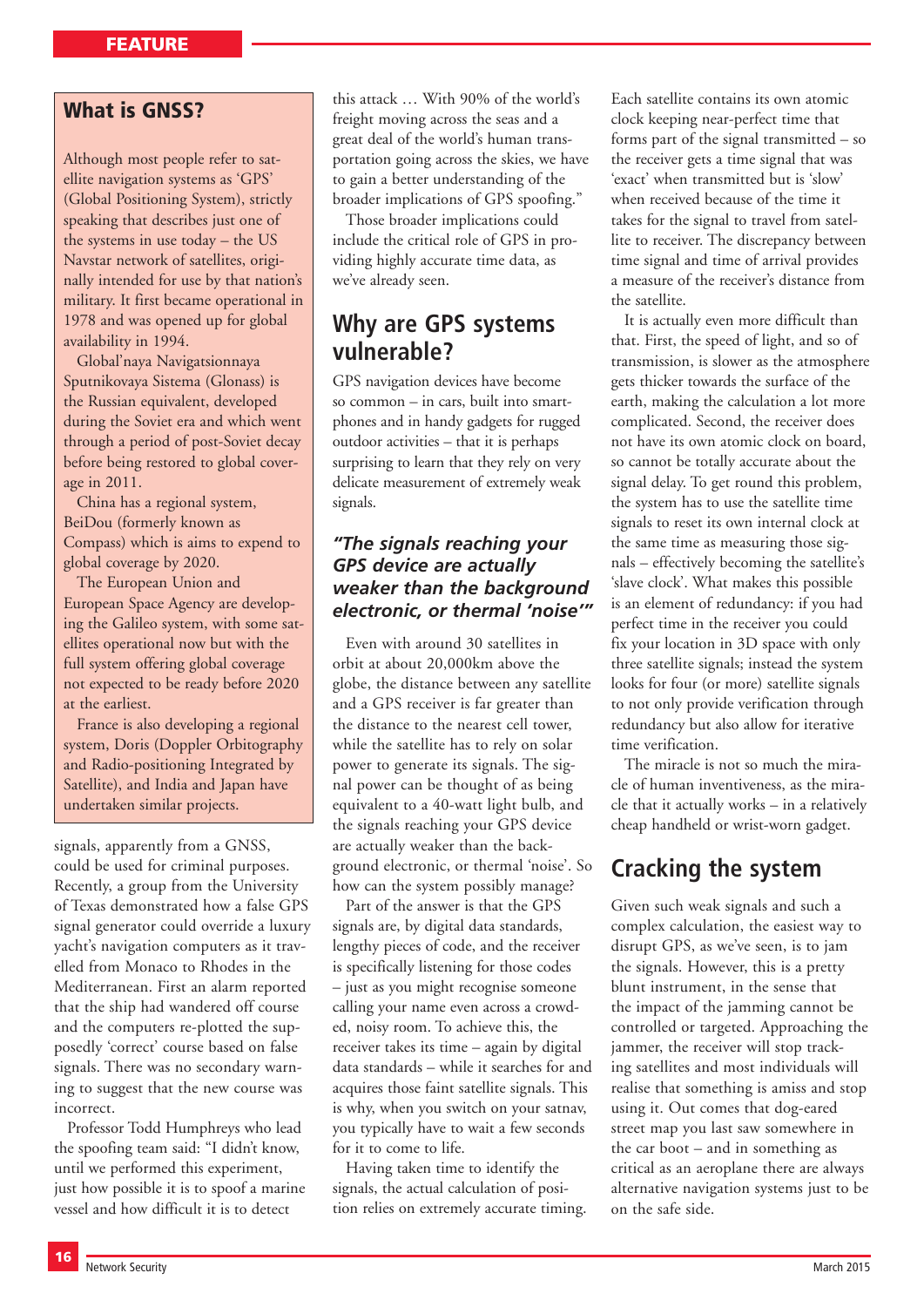## What is GNSS?

Although most people refer to satellite navigation systems as 'GPS' (Global Positioning System), strictly speaking that describes just one of the systems in use today – the US Navstar network of satellites, originally intended for use by that nation's military. It first became operational in 1978 and was opened up for global availability in 1994.

Global'naya Navigatsionnaya Sputnikovaya Sistema (Glonass) is the Russian equivalent, developed during the Soviet era and which went through a period of post-Soviet decay before being restored to global coverage in 2011.

China has a regional system, BeiDou (formerly known as Compass) which is aims to expend to global coverage by 2020.

The European Union and European Space Agency are developing the Galileo system, with some satellites operational now but with the full system offering global coverage not expected to be ready before 2020 at the earliest.

France is also developing a regional system, Doris (Doppler Orbitography and Radio-positioning Integrated by Satellite), and India and Japan have undertaken similar projects.

signals, apparently from a GNSS, could be used for criminal purposes. Recently, a group from the University of Texas demonstrated how a false GPS signal generator could override a luxury yacht's navigation computers as it travelled from Monaco to Rhodes in the Mediterranean. First an alarm reported that the ship had wandered off course and the computers re-plotted the supposedly 'correct' course based on false signals. There was no secondary warning to suggest that the new course was incorrect.

Professor Todd Humphreys who lead the spoofing team said: "I didn't know, until we performed this experiment, just how possible it is to spoof a marine vessel and how difficult it is to detect this attack … With 90% of the world's freight moving across the seas and a great deal of the world's human transportation going across the skies, we have to gain a better understanding of the broader implications of GPS spoofing."

Those broader implications could include the critical role of GPS in providing highly accurate time data, as we've already seen.

## Why are GPS systems vulnerable?

GPS navigation devices have become so common – in cars, built into smartphones and in handy gadgets for rugged outdoor activities – that it is perhaps surprising to learn that they rely on very delicate measurement of extremely weak signals.

> ***"The signals reaching your GPS device are actually weaker than the background electronic, or thermal 'noise'"***

Even with around 30 satellites in orbit at about 20,000km above the globe, the distance between any satellite and a GPS receiver is far greater than the distance to the nearest cell tower, while the satellite has to rely on solar power to generate its signals. The signal power can be thought of as being equivalent to a 40-watt light bulb, and the signals reaching your GPS device are actually weaker than the background electronic, or thermal 'noise'. So how can the system possibly manage?

Part of the answer is that the GPS signals are, by digital data standards, lengthy pieces of code, and the receiver is specifically listening for those codes – just as you might recognise someone calling your name even across a crowded, noisy room. To achieve this, the receiver takes its time – again by digital data standards – while it searches for and acquires those faint satellite signals. This is why, when you switch on your satnav, you typically have to wait a few seconds for it to come to life.

Having taken time to identify the signals, the actual calculation of position relies on extremely accurate timing. Each satellite contains its own atomic clock keeping near-perfect time that forms part of the signal transmitted – so the receiver gets a time signal that was 'exact' when transmitted but is 'slow' when received because of the time it takes for the signal to travel from satellite to receiver. The discrepancy between time signal and time of arrival provides a measure of the receiver's distance from the satellite.

It is actually even more difficult than that. First, the speed of light, and so of transmission, is slower as the atmosphere gets thicker towards the surface of the earth, making the calculation a lot more complicated. Second, the receiver does not have its own atomic clock on board, so cannot be totally accurate about the signal delay. To get round this problem, the system has to use the satellite time signals to reset its own internal clock at the same time as measuring those signals – effectively becoming the satellite's 'slave clock'. What makes this possible is an element of redundancy: if you had perfect time in the receiver you could fix your location in 3D space with only three satellite signals; instead the system looks for four (or more) satellite signals to not only provide verification through redundancy but also allow for iterative time verification.

The miracle is not so much the miracle of human inventiveness, as the miracle that it actually works – in a relatively cheap handheld or wrist-worn gadget.

## Cracking the system

Given such weak signals and such a complex calculation, the easiest way to disrupt GPS, as we've seen, is to jam the signals. However, this is a pretty blunt instrument, in the sense that the impact of the jamming cannot be controlled or targeted. Approaching the jammer, the receiver will stop tracking satellites and most individuals will realise that something is amiss and stop using it. Out comes that dog-eared street map you last saw somewhere in the car boot – and in something as critical as an aeroplane there are always alternative navigation systems just to be on the safe side.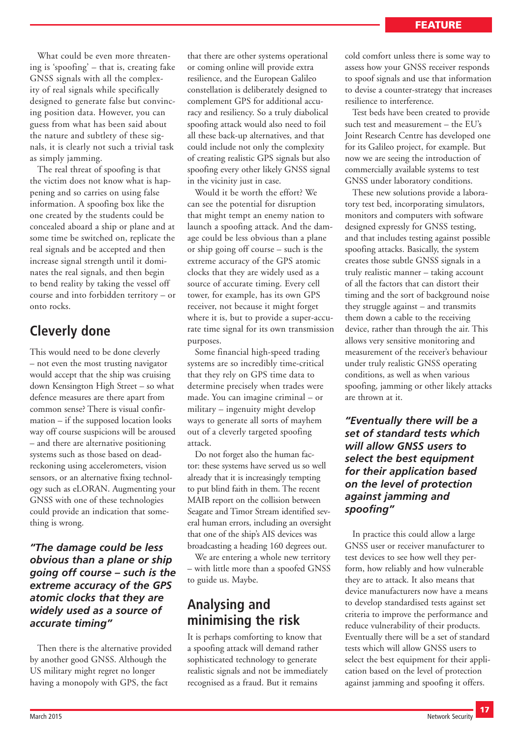What could be even more threatening is 'spoofing' – that is, creating fake GNSS signals with all the complexity of real signals while specifically designed to generate false but convincing position data. However, you can guess from what has been said about the nature and subtlety of these signals, it is clearly not such a trivial task as simply jamming.

The real threat of spoofing is that the victim does not know what is happening and so carries on using false information. A spoofing box like the one created by the students could be concealed aboard a ship or plane and at some time be switched on, replicate the real signals and be accepted and then increase signal strength until it dominates the real signals, and then begin to bend reality by taking the vessel off course and into forbidden territory – or onto rocks.

## Cleverly done

This would need to be done cleverly – not even the most trusting navigator would accept that the ship was cruising down Kensington High Street – so what defence measures are there apart from common sense? There is visual confirmation – if the supposed location looks way off course suspicions will be aroused – and there are alternative positioning systems such as those based on dead-reckoning using accelerometers, vision sensors, or an alternative fixing technology such as eLORAN. Augmenting your GNSS with one of these technologies could provide an indication that something is wrong.

***"The damage could be less obvious than a plane or ship going off course – such is the extreme accuracy of the GPS atomic clocks that they are widely used as a source of accurate timing"***

Then there is the alternative provided by another good GNSS. Although the US military might regret no longer having a monopoly with GPS, the fact that there are other systems operational or coming online will provide extra resilience, and the European Galileo constellation is deliberately designed to complement GPS for additional accuracy and resiliency. So a truly diabolical spoofing attack would also need to foil all these back-up alternatives, and that could include not only the complexity of creating realistic GPS signals but also spoofing every other likely GNSS signal in the vicinity just in case.

Would it be worth the effort? We can see the potential for disruption that might tempt an enemy nation to launch a spoofing attack. And the damage could be less obvious than a plane or ship going off course – such is the extreme accuracy of the GPS atomic clocks that they are widely used as a source of accurate timing. Every cell tower, for example, has its own GPS receiver, not because it might forget where it is, but to provide a super-accurate time signal for its own transmission purposes.

Some financial high-speed trading systems are so incredibly time-critical that they rely on GPS time data to determine precisely when trades were made. You can imagine criminal – or military – ingenuity might develop ways to generate all sorts of mayhem out of a cleverly targeted spoofing attack.

Do not forget also the human factor: these systems have served us so well already that it is increasingly tempting to put blind faith in them. The recent MAIB report on the collision between Seagate and Timor Stream identified several human errors, including an oversight that one of the ship's AIS devices was broadcasting a heading 160 degrees out.

We are entering a whole new territory – with little more than a spoofed GNSS to guide us. Maybe.

## Analysing and minimising the risk

It is perhaps comforting to know that a spoofing attack will demand rather sophisticated technology to generate realistic signals and not be immediately recognised as a fraud. But it remains cold comfort unless there is some way to assess how your GNSS receiver responds to spoof signals and use that information to devise a counter-strategy that increases resilience to interference.

Test beds have been created to provide such test and measurement – the EU's Joint Research Centre has developed one for its Galileo project, for example. But now we are seeing the introduction of commercially available systems to test GNSS under laboratory conditions.

These new solutions provide a laboratory test bed, incorporating simulators, monitors and computers with software designed expressly for GNSS testing, and that includes testing against possible spoofing attacks. Basically, the system creates those subtle GNSS signals in a truly realistic manner – taking account of all the factors that can distort their timing and the sort of background noise they struggle against – and transmits them down a cable to the receiving device, rather than through the air. This allows very sensitive monitoring and measurement of the receiver's behaviour under truly realistic GNSS operating conditions, as well as when various spoofing, jamming or other likely attacks are thrown at it.

***"Eventually there will be a set of standard tests which will allow GNSS users to select the best equipment for their application based on the level of protection against jamming and spoofing"***

In practice this could allow a large GNSS user or receiver manufacturer to test devices to see how well they perform, how reliably and how vulnerable they are to attack. It also means that device manufacturers now have a means to develop standardised tests against set criteria to improve the performance and reduce vulnerability of their products. Eventually there will be a set of standard tests which will allow GNSS users to select the best equipment for their application based on the level of protection against jamming and spoofing it offers.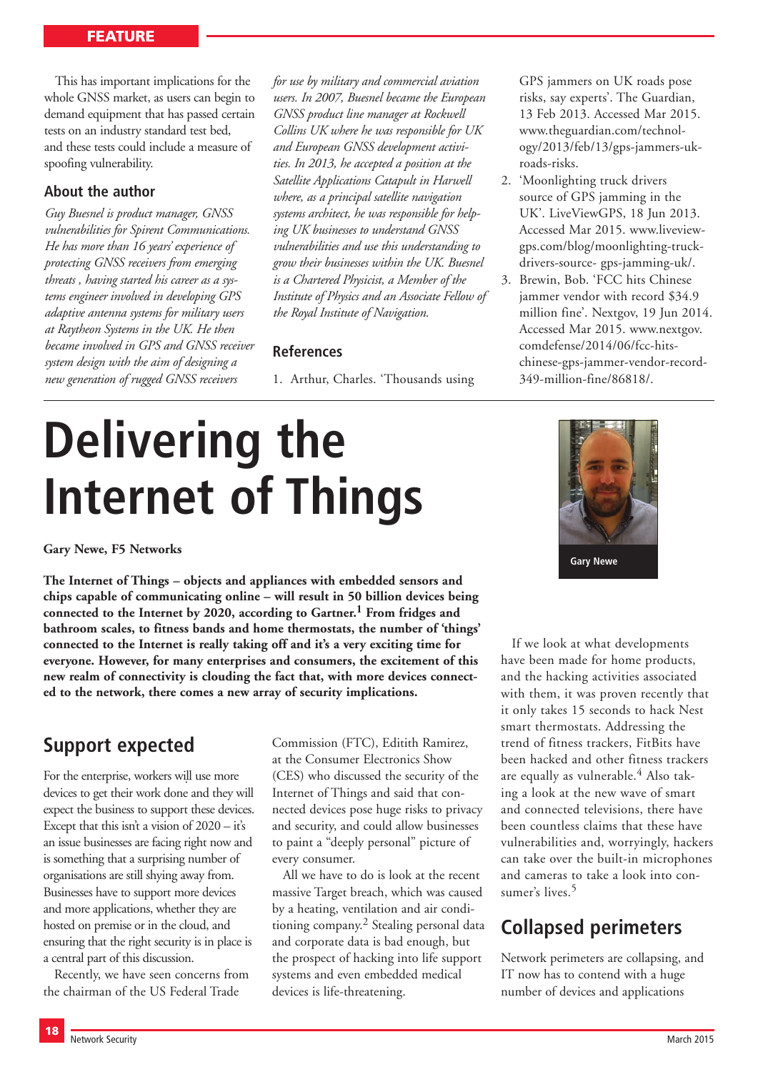This has important implications for the whole GNSS market, as users can begin to demand equipment that has passed certain tests on an industry standard test bed, and these tests could include a measure of spoofing vulnerability.

## About the author

*Guy Buesnel is product manager, GNSS vulnerabilities for Spirent Communications. He has more than 16 years' experience of protecting GNSS receivers from emerging threats , having started his career as a systems engineer involved in developing GPS adaptive antenna systems for military users at Raytheon Systems in the UK. He then became involved in GPS and GNSS receiver system design with the aim of designing a new generation of rugged GNSS receivers for use by military and commercial aviation users. In 2007, Buesnel became the European GNSS product line manager at Rockwell Collins UK where he was responsible for UK and European GNSS development activities. In 2013, he accepted a position at the Satellite Applications Catapult in Harwell where, as a principal satellite navigation systems architect, he was responsible for helping UK businesses to understand GNSS vulnerabilities and use this understanding to grow their businesses within the UK. Buesnel is a Chartered Physicist, a Member of the Institute of Physics and an Associate Fellow of the Royal Institute of Navigation.*

## References

1. Arthur, Charles. 'Thousands using GPS jammers on UK roads pose risks, say experts'. The Guardian, 13 Feb 2013. Accessed Mar 2015. www.theguardian.com/technology/2013/feb/13/gps-jammers-uk-roads-risks.
2. 'Moonlighting truck drivers source of GPS jamming in the UK'. LiveViewGPS, 18 Jun 2013. Accessed Mar 2015. www.liveviewgps.com/blog/moonlighting-truck-drivers-source- gps-jamming-uk/.
3. Brewin, Bob. 'FCC hits Chinese jammer vendor with record $34.9 million fine'. Nextgov, 19 Jun 2014. Accessed Mar 2015. www.nextgov.comdefense/2014/06/fcc-hits-chinese-gps-jammer-vendor-record-349-million-fine/86818/.

# Delivering the Internet of Things

**Gary Newe, F5 Networks**

Gary Newe

**The Internet of Things – objects and appliances with embedded sensors and chips capable of communicating online – will result in 50 billion devices being connected to the Internet by 2020, according to Gartner.[1] From fridges and bathroom scales, to fitness bands and home thermostats, the number of 'things' connected to the Internet is really taking off and it's a very exciting time for everyone. However, for many enterprises and consumers, the excitement of this new realm of connectivity is clouding the fact that, with more devices connected to the network, there comes a new array of security implications.**

## Support expected

For the enterprise, workers will use more devices to get their work done and they will expect the business to support these devices. Except that this isn't a vision of 2020 – it's an issue businesses are facing right now and is something that a surprising number of organisations are still shying away from. Businesses have to support more devices and more applications, whether they are hosted on premise or in the cloud, and ensuring that the right security is in place is a central part of this discussion.

Recently, we have seen concerns from the chairman of the US Federal Trade Commission (FTC), Editith Ramirez, at the Consumer Electronics Show (CES) who discussed the security of the Internet of Things and said that connected devices pose huge risks to privacy and security, and could allow businesses to paint a "deeply personal" picture of every consumer.

All we have to do is look at the recent massive Target breach, which was caused by a heating, ventilation and air conditioning company.[2] Stealing personal data and corporate data is bad enough, but the prospect of hacking into life support systems and even embedded medical devices is life-threatening.

If we look at what developments have been made for home products, and the hacking activities associated with them, it was proven recently that it only takes 15 seconds to hack Nest smart thermostats. Addressing the trend of fitness trackers, FitBits have been hacked and other fitness trackers are equally as vulnerable.[4] Also taking a look at the new wave of smart and connected televisions, there have been countless claims that these have vulnerabilities and, worryingly, hackers can take over the built-in microphones and cameras to take a look into consumer's lives.[5]

## Collapsed perimeters

Network perimeters are collapsing, and IT now has to contend with a huge number of devices and applications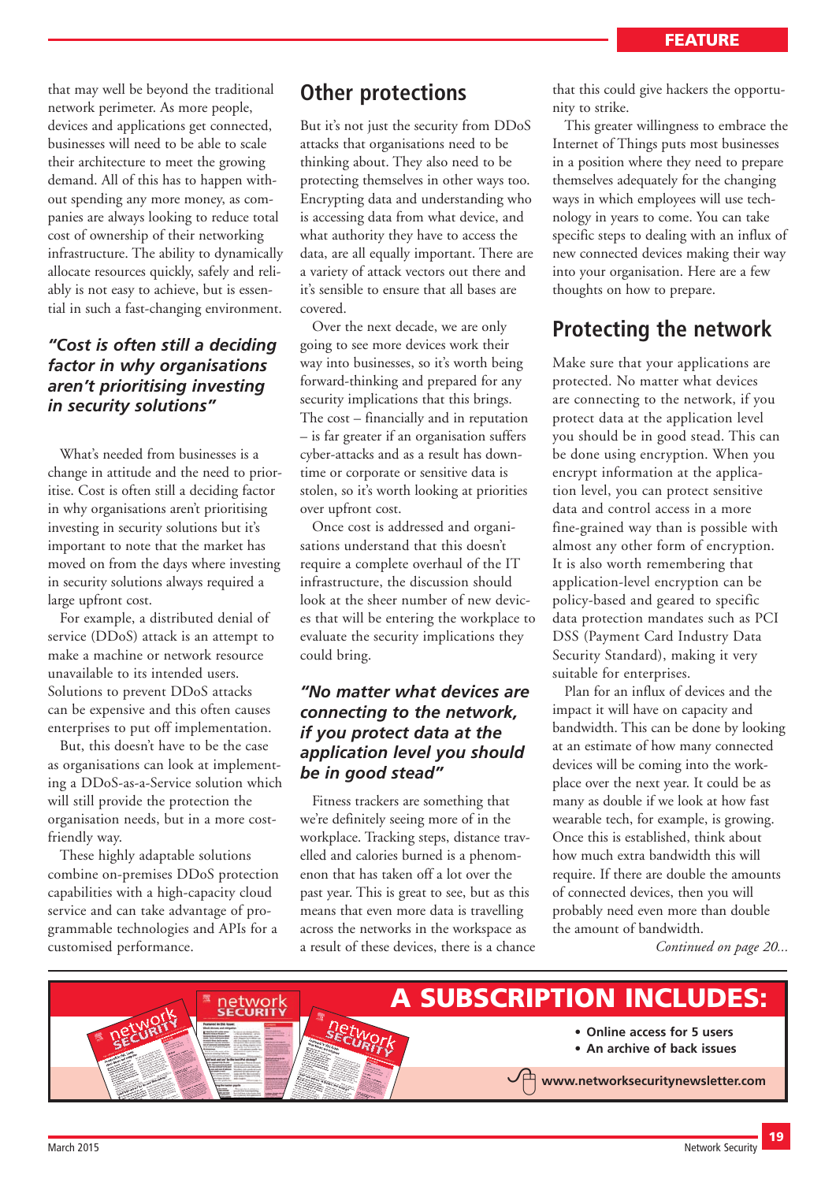that may well be beyond the traditional network perimeter. As more people, devices and applications get connected, businesses will need to be able to scale their architecture to meet the growing demand. All of this has to happen without spending any more money, as companies are always looking to reduce total cost of ownership of their networking infrastructure. The ability to dynamically allocate resources quickly, safely and reliably is not easy to achieve, but is essential in such a fast-changing environment.

> *"Cost is often still a deciding factor in why organisations aren't prioritising investing in security solutions"*

What's needed from businesses is a change in attitude and the need to prioritise. Cost is often still a deciding factor in why organisations aren't prioritising investing in security solutions but it's important to note that the market has moved on from the days where investing in security solutions always required a large upfront cost.

For example, a distributed denial of service (DDoS) attack is an attempt to make a machine or network resource unavailable to its intended users. Solutions to prevent DDoS attacks can be expensive and this often causes enterprises to put off implementation.

But, this doesn't have to be the case as organisations can look at implementing a DDoS-as-a-Service solution which will still provide the protection the organisation needs, but in a more cost-friendly way.

These highly adaptable solutions combine on-premises DDoS protection capabilities with a high-capacity cloud service and can take advantage of programmable technologies and APIs for a customised performance.

## Other protections

But it's not just the security from DDoS attacks that organisations need to be thinking about. They also need to be protecting themselves in other ways too. Encrypting data and understanding who is accessing data from what device, and what authority they have to access the data, are all equally important. There are a variety of attack vectors out there and it's sensible to ensure that all bases are covered.

Over the next decade, we are only going to see more devices work their way into businesses, so it's worth being forward-thinking and prepared for any security implications that this brings. The cost – financially and in reputation – is far greater if an organisation suffers cyber-attacks and as a result has downtime or corporate or sensitive data is stolen, so it's worth looking at priorities over upfront cost.

Once cost is addressed and organisations understand that this doesn't require a complete overhaul of the IT infrastructure, the discussion should look at the sheer number of new devices that will be entering the workplace to evaluate the security implications they could bring.

> *"No matter what devices are connecting to the network, if you protect data at the application level you should be in good stead"*

Fitness trackers are something that we're definitely seeing more of in the workplace. Tracking steps, distance travelled and calories burned is a phenomenon that has taken off a lot over the past year. This is great to see, but as this means that even more data is travelling across the networks in the workspace as a result of these devices, there is a chance that this could give hackers the opportunity to strike.

This greater willingness to embrace the Internet of Things puts most businesses in a position where they need to prepare themselves adequately for the changing ways in which employees will use technology in years to come. You can take specific steps to dealing with an influx of new connected devices making their way into your organisation. Here are a few thoughts on how to prepare.

## Protecting the network

Make sure that your applications are protected. No matter what devices are connecting to the network, if you protect data at the application level you should be in good stead. This can be done using encryption. When you encrypt information at the application level, you can protect sensitive data and control access in a more fine-grained way than is possible with almost any other form of encryption. It is also worth remembering that application-level encryption can be policy-based and geared to specific data protection mandates such as PCI DSS (Payment Card Industry Data Security Standard), making it very suitable for enterprises.

Plan for an influx of devices and the impact it will have on capacity and bandwidth. This can be done by looking at an estimate of how many connected devices will be coming into the workplace over the next year. It could be as many as double if we look at how fast wearable tech, for example, is growing. Once this is established, think about how much extra bandwidth this will require. If there are double the amounts of connected devices, then you will probably need even more than double the amount of bandwidth.

*Continued on page 20...*

**A SUBSCRIPTION INCLUDES:**

- Online access for 5 users
- An archive of back issues

www.networksecuritynewsletter.com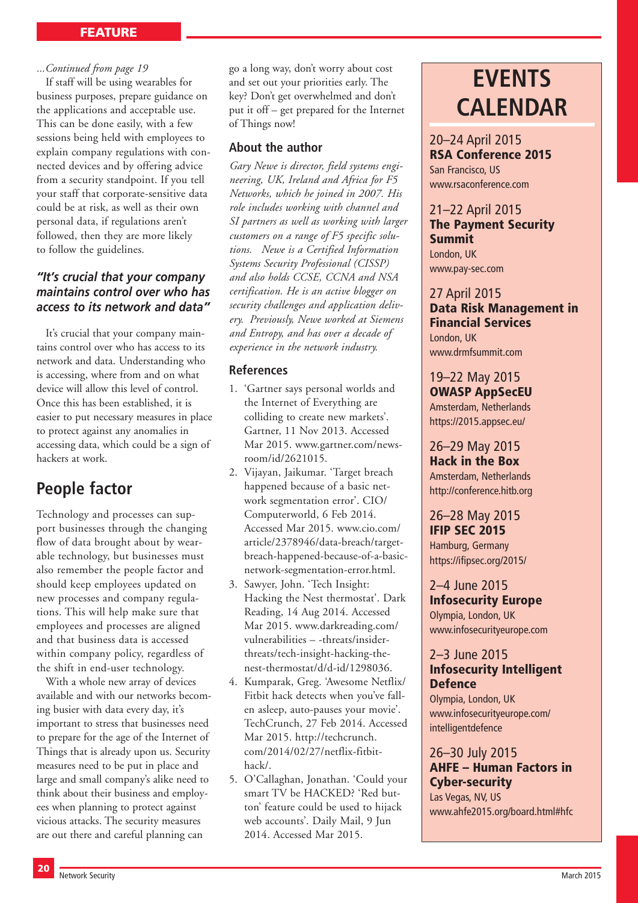*...Continued from page 19*

If staff will be using wearables for business purposes, prepare guidance on the applications and acceptable use. This can be done easily, with a few sessions being held with employees to explain company regulations with connected devices and by offering advice from a security standpoint. If you tell your staff that corporate-sensitive data could be at risk, as well as their own personal data, if regulations aren't followed, then they are more likely to follow the guidelines.

> ***"It's crucial that your company maintains control over who has access to its network and data"***

It's crucial that your company maintains control over who has access to its network and data. Understanding who is accessing, where from and on what device will allow this level of control. Once this has been established, it is easier to put necessary measures in place to protect against any anomalies in accessing data, which could be a sign of hackers at work.

## People factor

Technology and processes can support businesses through the changing flow of data brought about by wearable technology, but businesses must also remember the people factor and should keep employees updated on new processes and company regulations. This will help make sure that employees and processes are aligned and that business data is accessed within company policy, regardless of the shift in end-user technology.

With a whole new array of devices available and with our networks becoming busier with data every day, it's important to stress that businesses need to prepare for the age of the Internet of Things that is already upon us. Security measures need to be put in place and large and small company's alike need to think about their business and employees when planning to protect against vicious attacks. The security measures are out there and careful planning can go a long way, don't worry about cost and set out your priorities early. The key? Don't get overwhelmed and don't put it off – get prepared for the Internet of Things now!

### About the author

*Gary Newe is director, field systems engineering, UK, Ireland and Africa for F5 Networks, which he joined in 2007. His role includes working with channel and SI partners as well as working with larger customers on a range of F5 specific solutions. Newe is a Certified Information Systems Security Professional (CISSP) and also holds CCSE, CCNA and NSA certification. He is an active blogger on security challenges and application delivery. Previously, Newe worked at Siemens and Entropy, and has over a decade of experience in the network industry.*

### References

1. 'Gartner says personal worlds and the Internet of Everything are colliding to create new markets'. Gartner, 11 Nov 2013. Accessed Mar 2015. www.gartner.com/newsroom/id/2621015.
2. Vijayan, Jaikumar. 'Target breach happened because of a basic network segmentation error'. CIO/Computerworld, 6 Feb 2014. Accessed Mar 2015. www.cio.com/article/2378946/data-breach/target-breach-happened-because-of-a-basic-network-segmentation-error.html.
3. Sawyer, John. 'Tech Insight: Hacking the Nest thermostat'. Dark Reading, 14 Aug 2014. Accessed Mar 2015. www.darkreading.com/vulnerabilities – -threats/insider-threats/tech-insight-hacking-the-nest-thermostat/d/d-id/1298036.
4. Kumparak, Greg. 'Awesome Netflix/Fitbit hack detects when you've fallen asleep, auto-pauses your movie'. TechCrunch, 27 Feb 2014. Accessed Mar 2015. http://techcrunch.com/2014/02/27/netflix-fitbit-hack/.
5. O'Callaghan, Jonathan. 'Could your smart TV be HACKED? 'Red button' feature could be used to hijack web accounts'. Daily Mail, 9 Jun 2014. Accessed Mar 2015.

# EVENTS CALENDAR

20–24 April 2015
**RSA Conference 2015**
San Francisco, US
www.rsaconference.com

21–22 April 2015
**The Payment Security Summit**
London, UK
www.pay-sec.com

27 April 2015
**Data Risk Management in Financial Services**
London, UK
www.drmfsummit.com

19–22 May 2015
**OWASP AppSecEU**
Amsterdam, Netherlands
https://2015.appsec.eu/

26–29 May 2015
**Hack in the Box**
Amsterdam, Netherlands
http://conference.hitb.org

26–28 May 2015
**IFIP SEC 2015**
Hamburg, Germany
https://ifipsec.org/2015/

2–4 June 2015
**Infosecurity Europe**
Olympia, London, UK
www.infosecurityeurope.com

2–3 June 2015
**Infosecurity Intelligent Defence**
Olympia, London, UK
www.infosecurityeurope.com/intelligentdefence

26–30 July 2015
**AHFE – Human Factors in Cyber-security**
Las Vegas, NV, US
www.ahfe2015.org/board.html#hfc